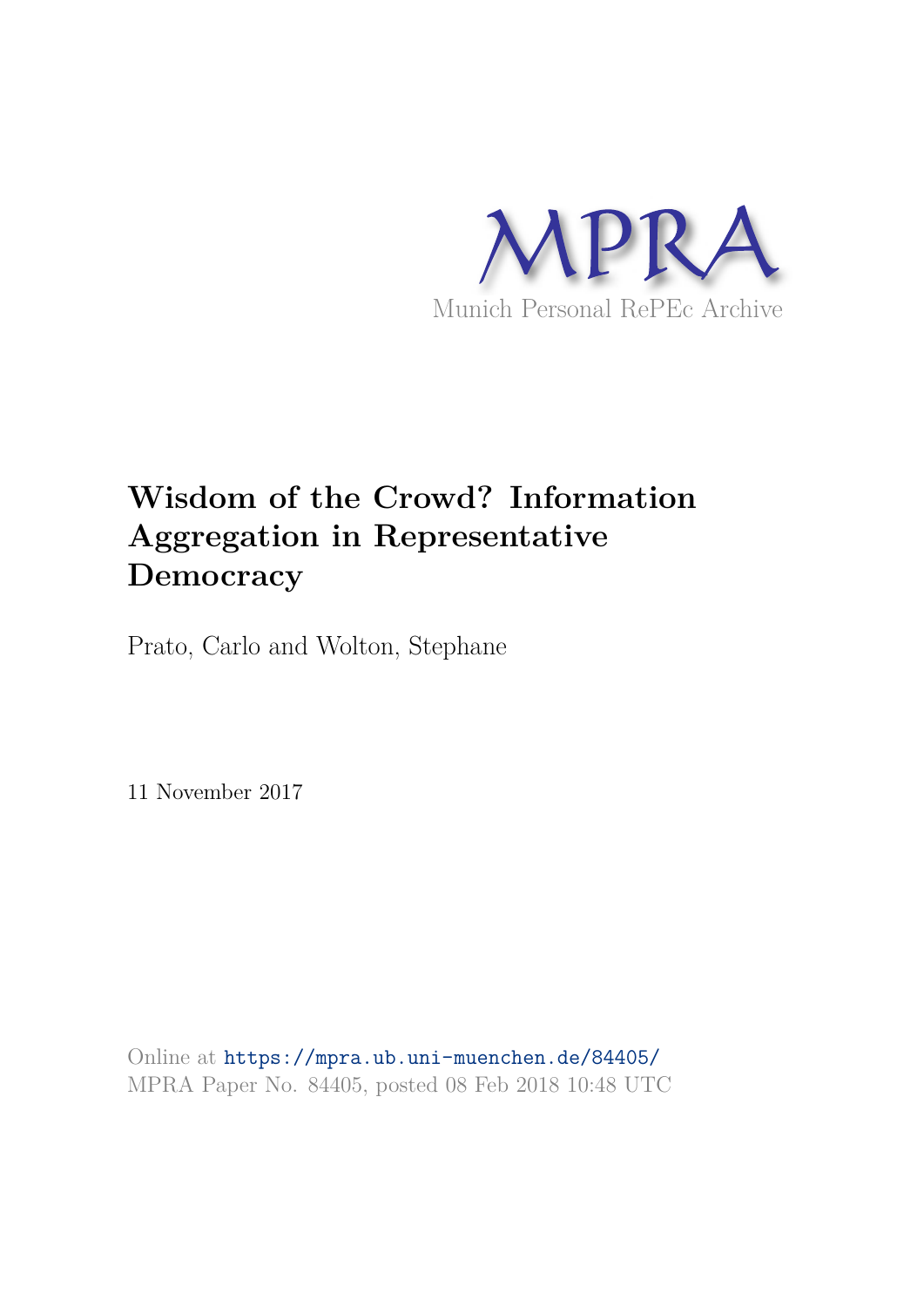MPRA

Munich Personal RePEc Archive

# Wisdom of the Crowd? Information Aggregation in Representative Democracy

Prato, Carlo and Wolton, Stephane

11 November 2017

Online at https://mpra.ub.uni-muenchen.de/84405/
MPRA Paper No. 84405, posted 08 Feb 2018 10:48 UTC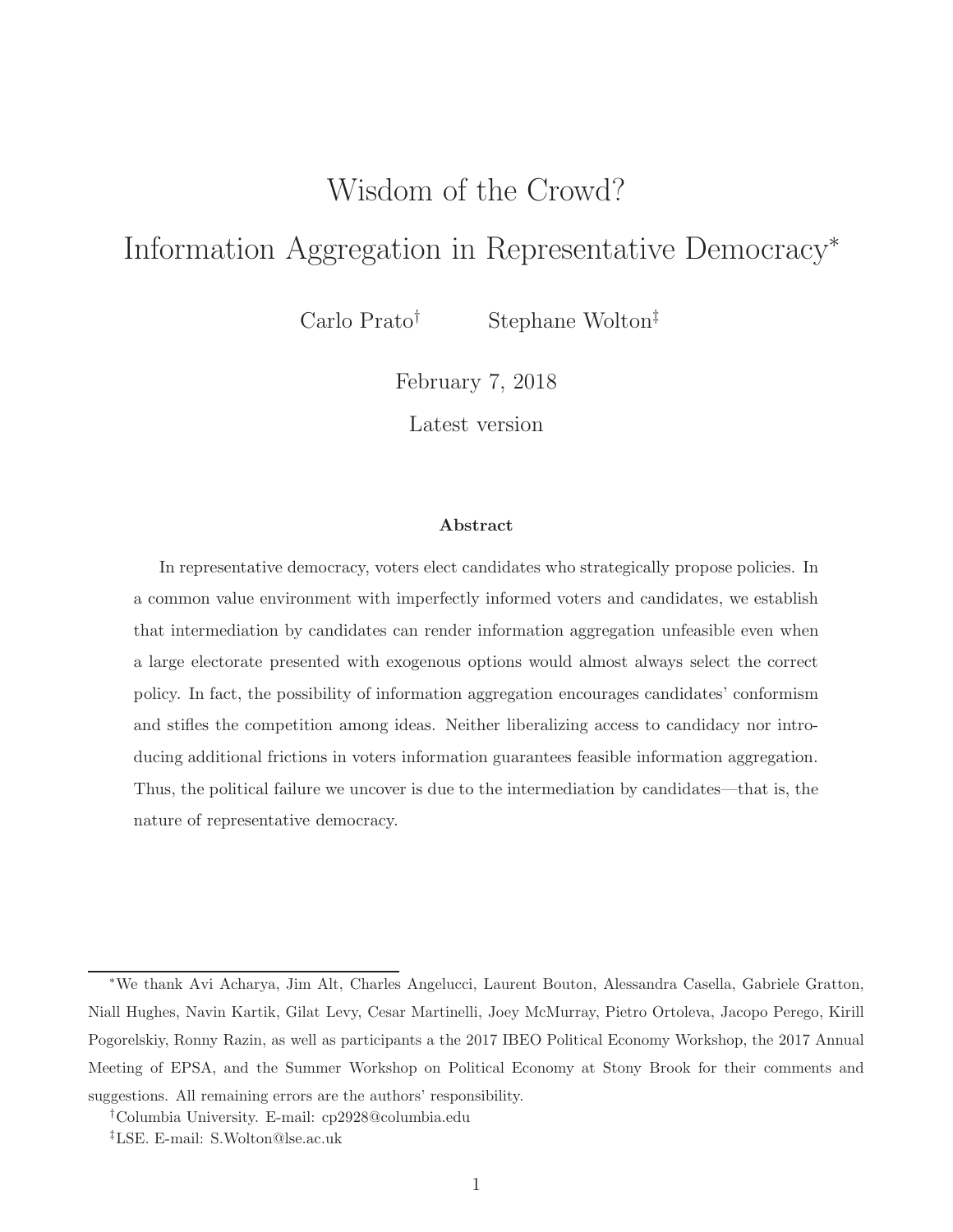# Wisdom of the Crowd?

# Information Aggregation in Representative Democracy*

Carlo Prato[†] Stephane Wolton[‡]

February 7, 2018

Latest version

### Abstract

In representative democracy, voters elect candidates who strategically propose policies. In a common value environment with imperfectly informed voters and candidates, we establish that intermediation by candidates can render information aggregation unfeasible even when a large electorate presented with exogenous options would almost always select the correct policy. In fact, the possibility of information aggregation encourages candidates' conformism and stifles the competition among ideas. Neither liberalizing access to candidacy nor introducing additional frictions in voters information guarantees feasible information aggregation. Thus, the political failure we uncover is due to the intermediation by candidates—that is, the nature of representative democracy.

---

*We thank Avi Acharya, Jim Alt, Charles Angelucci, Laurent Bouton, Alessandra Casella, Gabriele Gratton, Niall Hughes, Navin Kartik, Gilat Levy, Cesar Martinelli, Joey McMurray, Pietro Ortoleva, Jacopo Perego, Kirill Pogorelskiy, Ronny Razin, as well as participants a the 2017 IBEO Political Economy Workshop, the 2017 Annual Meeting of EPSA, and the Summer Workshop on Political Economy at Stony Brook for their comments and suggestions. All remaining errors are the authors' responsibility.

[†]Columbia University. E-mail: cp2928@columbia.edu

[‡]LSE. E-mail: S.Wolton@lse.ac.uk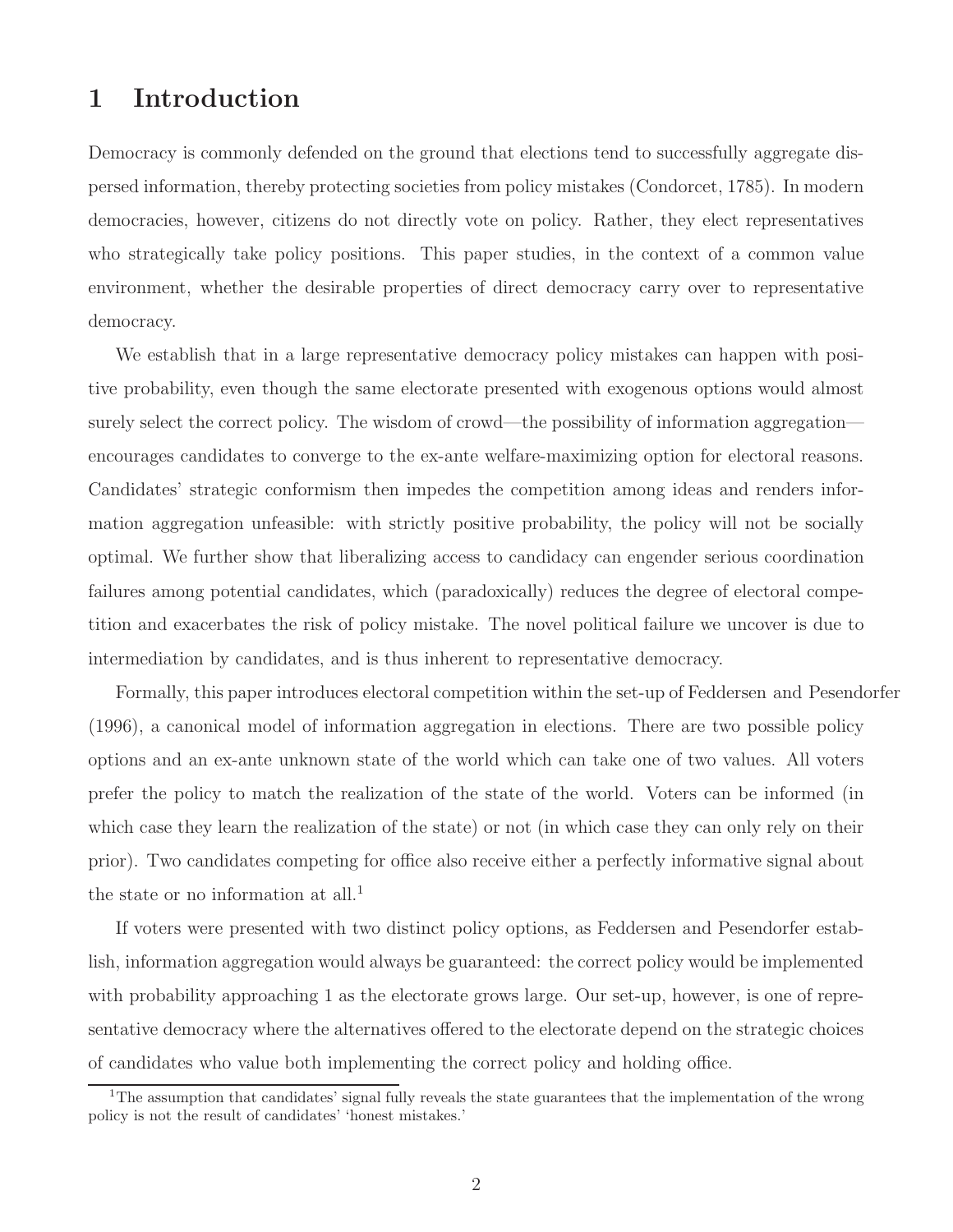# 1 Introduction

Democracy is commonly defended on the ground that elections tend to successfully aggregate dispersed information, thereby protecting societies from policy mistakes (Condorcet, 1785). In modern democracies, however, citizens do not directly vote on policy. Rather, they elect representatives who strategically take policy positions. This paper studies, in the context of a common value environment, whether the desirable properties of direct democracy carry over to representative democracy.

We establish that in a large representative democracy policy mistakes can happen with positive probability, even though the same electorate presented with exogenous options would almost surely select the correct policy. The wisdom of crowd—the possibility of information aggregation—encourages candidates to converge to the ex-ante welfare-maximizing option for electoral reasons. Candidates' strategic conformism then impedes the competition among ideas and renders information aggregation unfeasible: with strictly positive probability, the policy will not be socially optimal. We further show that liberalizing access to candidacy can engender serious coordination failures among potential candidates, which (paradoxically) reduces the degree of electoral competition and exacerbates the risk of policy mistake. The novel political failure we uncover is due to intermediation by candidates, and is thus inherent to representative democracy.

Formally, this paper introduces electoral competition within the set-up of Feddersen and Pesendorfer (1996), a canonical model of information aggregation in elections. There are two possible policy options and an ex-ante unknown state of the world which can take one of two values. All voters prefer the policy to match the realization of the state of the world. Voters can be informed (in which case they learn the realization of the state) or not (in which case they can only rely on their prior). Two candidates competing for office also receive either a perfectly informative signal about the state or no information at all.[1]

If voters were presented with two distinct policy options, as Feddersen and Pesendorfer establish, information aggregation would always be guaranteed: the correct policy would be implemented with probability approaching 1 as the electorate grows large. Our set-up, however, is one of representative democracy where the alternatives offered to the electorate depend on the strategic choices of candidates who value both implementing the correct policy and holding office.

[1] The assumption that candidates' signal fully reveals the state guarantees that the implementation of the wrong policy is not the result of candidates' 'honest mistakes.'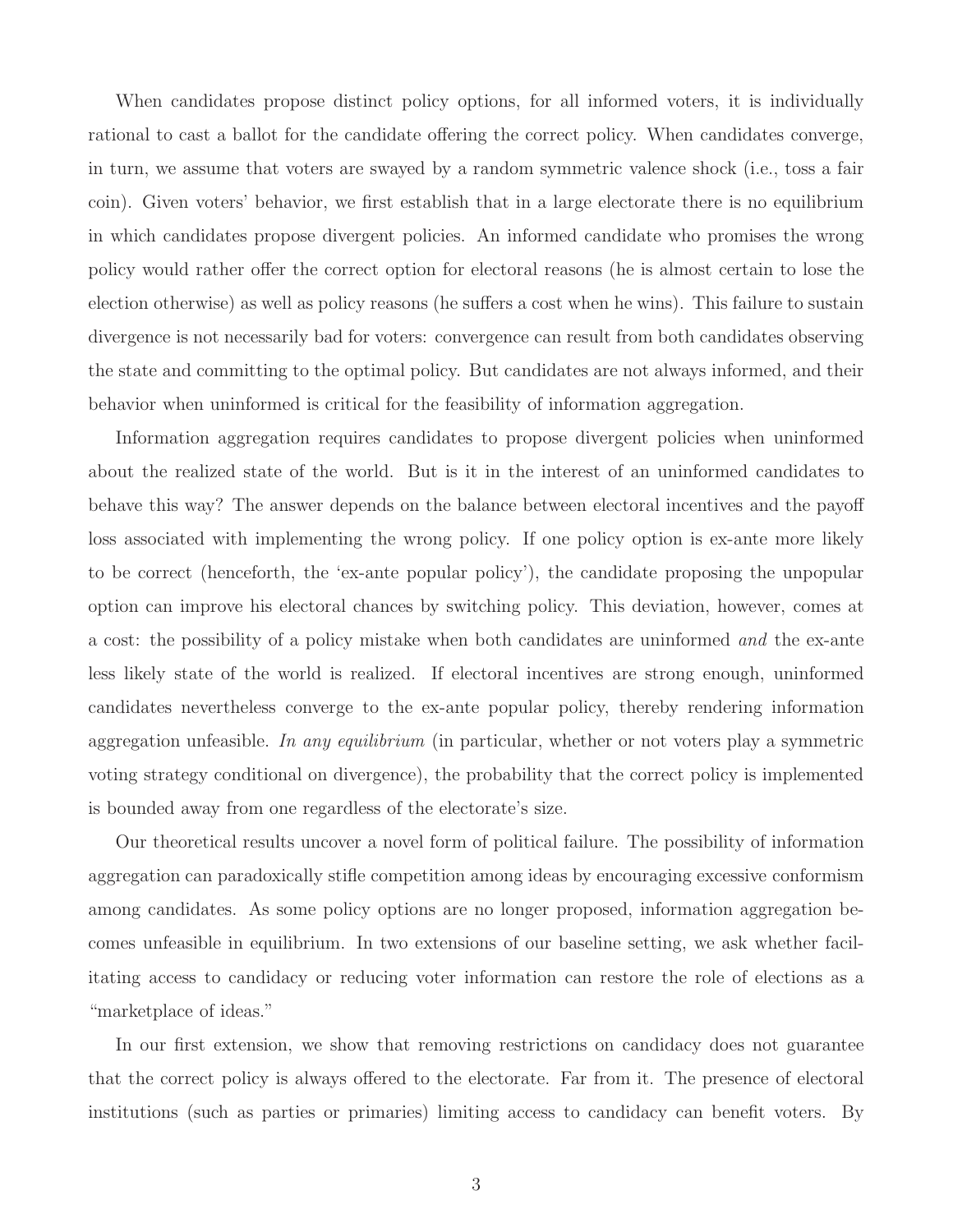When candidates propose distinct policy options, for all informed voters, it is individually rational to cast a ballot for the candidate offering the correct policy. When candidates converge, in turn, we assume that voters are swayed by a random symmetric valence shock (i.e., toss a fair coin). Given voters' behavior, we first establish that in a large electorate there is no equilibrium in which candidates propose divergent policies. An informed candidate who promises the wrong policy would rather offer the correct option for electoral reasons (he is almost certain to lose the election otherwise) as well as policy reasons (he suffers a cost when he wins). This failure to sustain divergence is not necessarily bad for voters: convergence can result from both candidates observing the state and committing to the optimal policy. But candidates are not always informed, and their behavior when uninformed is critical for the feasibility of information aggregation.

Information aggregation requires candidates to propose divergent policies when uninformed about the realized state of the world. But is it in the interest of an uninformed candidates to behave this way? The answer depends on the balance between electoral incentives and the payoff loss associated with implementing the wrong policy. If one policy option is ex-ante more likely to be correct (henceforth, the 'ex-ante popular policy'), the candidate proposing the unpopular option can improve his electoral chances by switching policy. This deviation, however, comes at a cost: the possibility of a policy mistake when both candidates are uninformed *and* the ex-ante less likely state of the world is realized. If electoral incentives are strong enough, uninformed candidates nevertheless converge to the ex-ante popular policy, thereby rendering information aggregation unfeasible. *In any equilibrium* (in particular, whether or not voters play a symmetric voting strategy conditional on divergence), the probability that the correct policy is implemented is bounded away from one regardless of the electorate's size.

Our theoretical results uncover a novel form of political failure. The possibility of information aggregation can paradoxically stifle competition among ideas by encouraging excessive conformism among candidates. As some policy options are no longer proposed, information aggregation becomes unfeasible in equilibrium. In two extensions of our baseline setting, we ask whether facilitating access to candidacy or reducing voter information can restore the role of elections as a "marketplace of ideas."

In our first extension, we show that removing restrictions on candidacy does not guarantee that the correct policy is always offered to the electorate. Far from it. The presence of electoral institutions (such as parties or primaries) limiting access to candidacy can benefit voters. By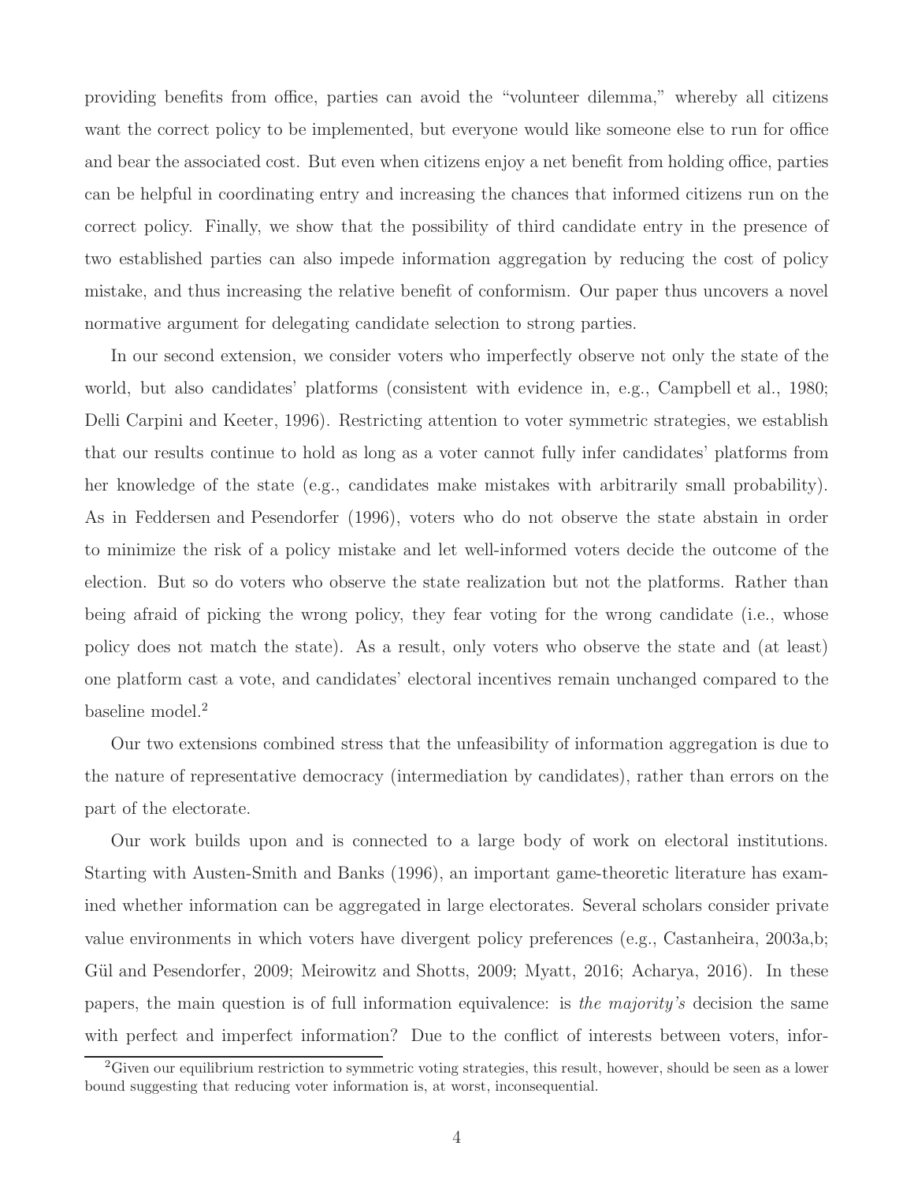providing benefits from office, parties can avoid the "volunteer dilemma," whereby all citizens want the correct policy to be implemented, but everyone would like someone else to run for office and bear the associated cost. But even when citizens enjoy a net benefit from holding office, parties can be helpful in coordinating entry and increasing the chances that informed citizens run on the correct policy. Finally, we show that the possibility of third candidate entry in the presence of two established parties can also impede information aggregation by reducing the cost of policy mistake, and thus increasing the relative benefit of conformism. Our paper thus uncovers a novel normative argument for delegating candidate selection to strong parties.

In our second extension, we consider voters who imperfectly observe not only the state of the world, but also candidates' platforms (consistent with evidence in, e.g., Campbell et al., 1980; Delli Carpini and Keeter, 1996). Restricting attention to voter symmetric strategies, we establish that our results continue to hold as long as a voter cannot fully infer candidates' platforms from her knowledge of the state (e.g., candidates make mistakes with arbitrarily small probability). As in Feddersen and Pesendorfer (1996), voters who do not observe the state abstain in order to minimize the risk of a policy mistake and let well-informed voters decide the outcome of the election. But so do voters who observe the state realization but not the platforms. Rather than being afraid of picking the wrong policy, they fear voting for the wrong candidate (i.e., whose policy does not match the state). As a result, only voters who observe the state and (at least) one platform cast a vote, and candidates' electoral incentives remain unchanged compared to the baseline model.[2]

Our two extensions combined stress that the unfeasibility of information aggregation is due to the nature of representative democracy (intermediation by candidates), rather than errors on the part of the electorate.

Our work builds upon and is connected to a large body of work on electoral institutions. Starting with Austen-Smith and Banks (1996), an important game-theoretic literature has examined whether information can be aggregated in large electorates. Several scholars consider private value environments in which voters have divergent policy preferences (e.g., Castanheira, 2003a,b; Gül and Pesendorfer, 2009; Meirowitz and Shotts, 2009; Myatt, 2016; Acharya, 2016). In these papers, the main question is of full information equivalence: is *the majority's* decision the same with perfect and imperfect information? Due to the conflict of interests between voters, infor-

[2] Given our equilibrium restriction to symmetric voting strategies, this result, however, should be seen as a lower bound suggesting that reducing voter information is, at worst, inconsequential.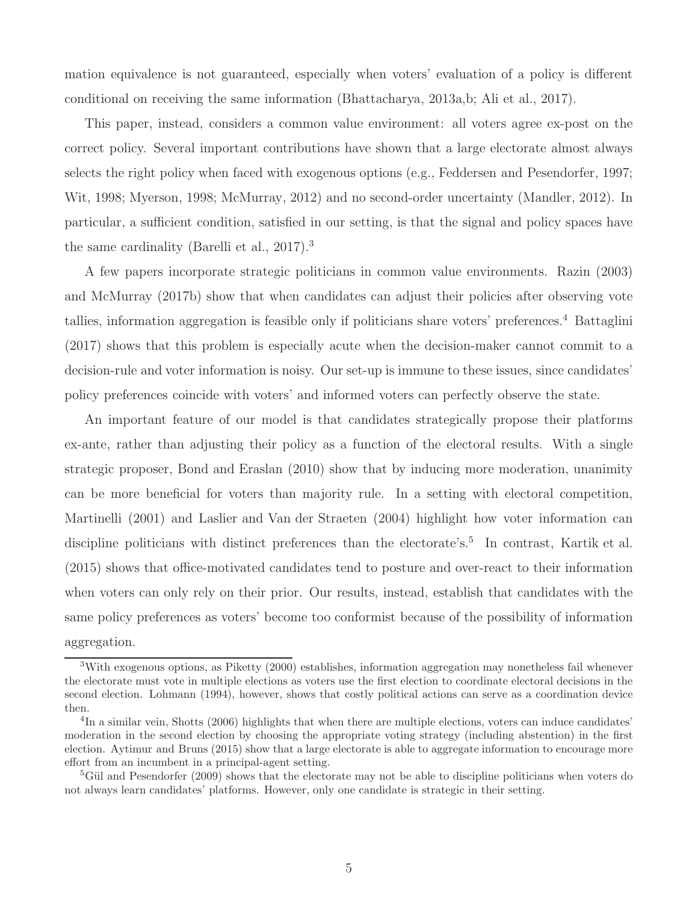mation equivalence is not guaranteed, especially when voters' evaluation of a policy is different conditional on receiving the same information (Bhattacharya, 2013a,b; Ali et al., 2017).

This paper, instead, considers a common value environment: all voters agree ex-post on the correct policy. Several important contributions have shown that a large electorate almost always selects the right policy when faced with exogenous options (e.g., Feddersen and Pesendorfer, 1997; Wit, 1998; Myerson, 1998; McMurray, 2012) and no second-order uncertainty (Mandler, 2012). In particular, a sufficient condition, satisfied in our setting, is that the signal and policy spaces have the same cardinality (Barelli et al., 2017).[3]

A few papers incorporate strategic politicians in common value environments. Razin (2003) and McMurray (2017b) show that when candidates can adjust their policies after observing vote tallies, information aggregation is feasible only if politicians share voters' preferences.[4] Battaglini (2017) shows that this problem is especially acute when the decision-maker cannot commit to a decision-rule and voter information is noisy. Our set-up is immune to these issues, since candidates' policy preferences coincide with voters' and informed voters can perfectly observe the state.

An important feature of our model is that candidates strategically propose their platforms ex-ante, rather than adjusting their policy as a function of the electoral results. With a single strategic proposer, Bond and Eraslan (2010) show that by inducing more moderation, unanimity can be more beneficial for voters than majority rule. In a setting with electoral competition, Martinelli (2001) and Laslier and Van der Straeten (2004) highlight how voter information can discipline politicians with distinct preferences than the electorate's.[5] In contrast, Kartik et al. (2015) shows that office-motivated candidates tend to posture and over-react to their information when voters can only rely on their prior. Our results, instead, establish that candidates with the same policy preferences as voters' become too conformist because of the possibility of information aggregation.

[3]With exogenous options, as Piketty (2000) establishes, information aggregation may nonetheless fail whenever the electorate must vote in multiple elections as voters use the first election to coordinate electoral decisions in the second election. Lohmann (1994), however, shows that costly political actions can serve as a coordination device then.

[4]In a similar vein, Shotts (2006) highlights that when there are multiple elections, voters can induce candidates' moderation in the second election by choosing the appropriate voting strategy (including abstention) in the first election. Aytimur and Bruns (2015) show that a large electorate is able to aggregate information to encourage more effort from an incumbent in a principal-agent setting.

[5]Gül and Pesendorfer (2009) shows that the electorate may not be able to discipline politicians when voters do not always learn candidates' platforms. However, only one candidate is strategic in their setting.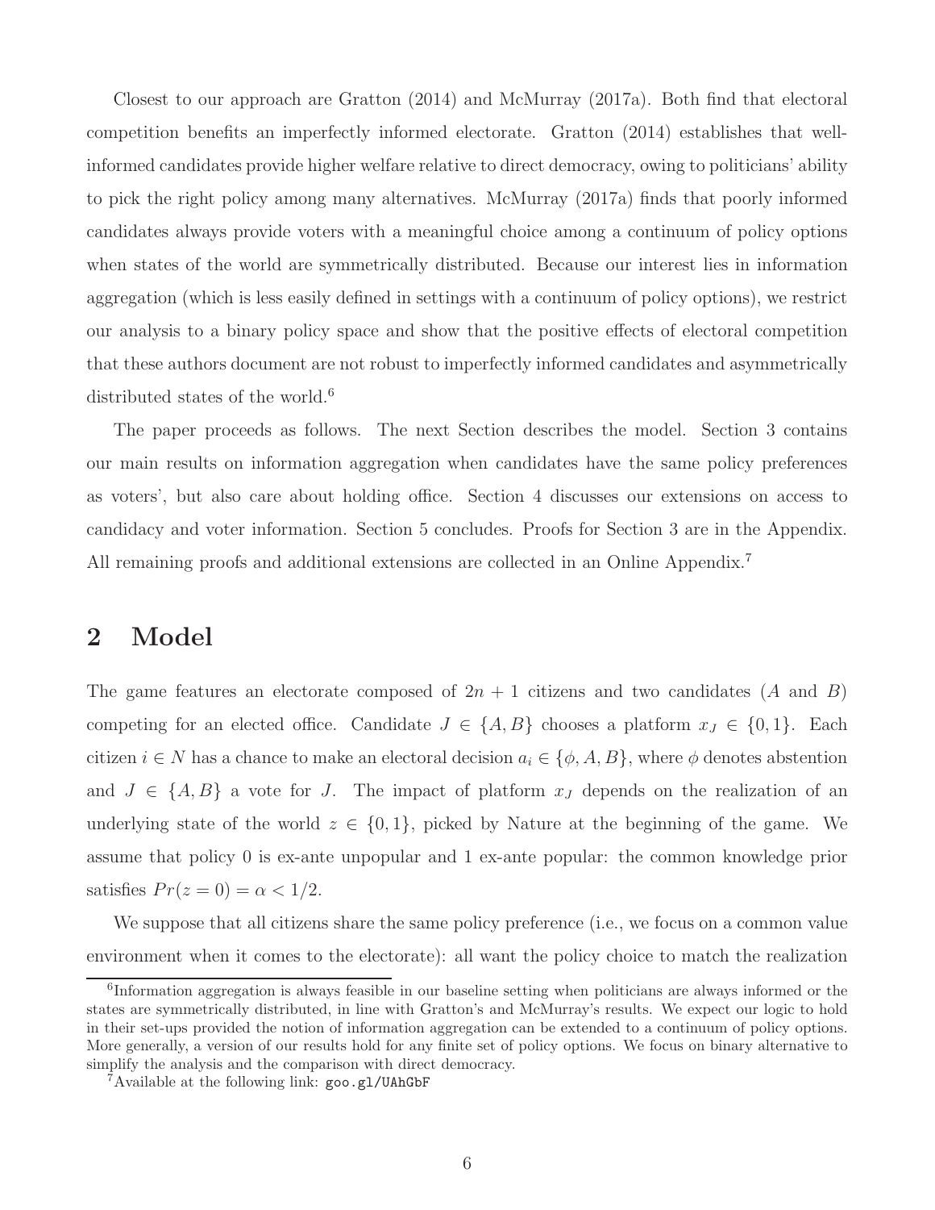Closest to our approach are Gratton (2014) and McMurray (2017a). Both find that electoral competition benefits an imperfectly informed electorate. Gratton (2014) establishes that well-informed candidates provide higher welfare relative to direct democracy, owing to politicians' ability to pick the right policy among many alternatives. McMurray (2017a) finds that poorly informed candidates always provide voters with a meaningful choice among a continuum of policy options when states of the world are symmetrically distributed. Because our interest lies in information aggregation (which is less easily defined in settings with a continuum of policy options), we restrict our analysis to a binary policy space and show that the positive effects of electoral competition that these authors document are not robust to imperfectly informed candidates and asymmetrically distributed states of the world.[6]

The paper proceeds as follows. The next Section describes the model. Section 3 contains our main results on information aggregation when candidates have the same policy preferences as voters', but also care about holding office. Section 4 discusses our extensions on access to candidacy and voter information. Section 5 concludes. Proofs for Section 3 are in the Appendix. All remaining proofs and additional extensions are collected in an Online Appendix.[7]

## 2 Model

The game features an electorate composed of $2n + 1$ citizens and two candidates ($A$ and $B$) competing for an elected office. Candidate $J \in \{A, B\}$ chooses a platform $x_J \in \{0, 1\}$. Each citizen $i \in N$ has a chance to make an electoral decision $a_i \in \{\phi, A, B\}$, where $\phi$ denotes abstention and $J \in \{A, B\}$ a vote for $J$. The impact of platform $x_J$ depends on the realization of an underlying state of the world $z \in \{0, 1\}$, picked by Nature at the beginning of the game. We assume that policy 0 is ex-ante unpopular and 1 ex-ante popular: the common knowledge prior satisfies $Pr(z = 0) = \alpha < 1/2$.

We suppose that all citizens share the same policy preference (i.e., we focus on a common value environment when it comes to the electorate): all want the policy choice to match the realization

---

[6] Information aggregation is always feasible in our baseline setting when politicians are always informed or the states are symmetrically distributed, in line with Gratton's and McMurray's results. We expect our logic to hold in their set-ups provided the notion of information aggregation can be extended to a continuum of policy options. More generally, a version of our results hold for any finite set of policy options. We focus on binary alternative to simplify the analysis and the comparison with direct democracy.

[7] Available at the following link: goo.gl/UAhGbF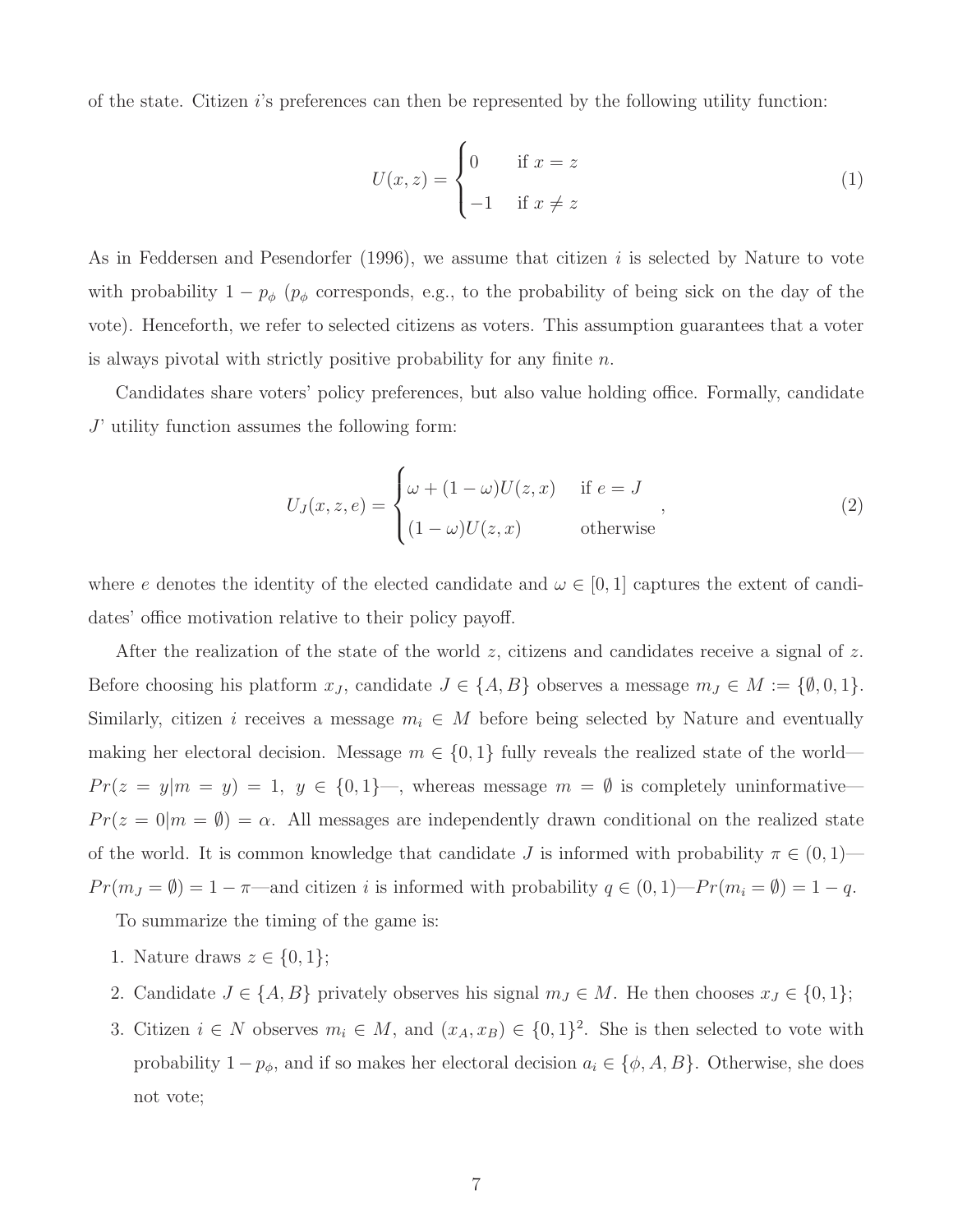of the state. Citizen $i$'s preferences can then be represented by the following utility function:

$$U(x,z) = \begin{cases} 0 & \text{if } x = z \\ -1 & \text{if } x \neq z \end{cases} \tag{1}$$

As in Feddersen and Pesendorfer (1996), we assume that citizen $i$ is selected by Nature to vote with probability $1 - p_\phi$ ($p_\phi$ corresponds, e.g., to the probability of being sick on the day of the vote). Henceforth, we refer to selected citizens as voters. This assumption guarantees that a voter is always pivotal with strictly positive probability for any finite $n$.

Candidates share voters' policy preferences, but also value holding office. Formally, candidate $J$' utility function assumes the following form:

$$U_J(x,z,e) = \begin{cases} \omega + (1-\omega)U(z,x) & \text{if } e = J \\ (1-\omega)U(z,x) & \text{otherwise} \end{cases}, \tag{2}$$

where $e$ denotes the identity of the elected candidate and $\omega \in [0,1]$ captures the extent of candidates' office motivation relative to their policy payoff.

After the realization of the state of the world $z$, citizens and candidates receive a signal of $z$. Before choosing his platform $x_J$, candidate $J \in \{A,B\}$ observes a message $m_J \in M := \{\emptyset, 0, 1\}$. Similarly, citizen $i$ receives a message $m_i \in M$ before being selected by Nature and eventually making her electoral decision. Message $m \in \{0,1\}$ fully reveals the realized state of the world—$Pr(z = y|m = y) = 1,\ y \in \{0,1\}$—, whereas message $m = \emptyset$ is completely uninformative—$Pr(z = 0|m = \emptyset) = \alpha$. All messages are independently drawn conditional on the realized state of the world. It is common knowledge that candidate $J$ is informed with probability $\pi \in (0,1)$—$Pr(m_J = \emptyset) = 1 - \pi$—and citizen $i$ is informed with probability $q \in (0,1)$—$Pr(m_i = \emptyset) = 1 - q$.

To summarize the timing of the game is:

1. Nature draws $z \in \{0,1\}$;
2. Candidate $J \in \{A,B\}$ privately observes his signal $m_J \in M$. He then chooses $x_J \in \{0,1\}$;
3. Citizen $i \in N$ observes $m_i \in M$, and $(x_A, x_B) \in \{0,1\}^2$. She is then selected to vote with probability $1 - p_\phi$, and if so makes her electoral decision $a_i \in \{\phi, A, B\}$. Otherwise, she does not vote;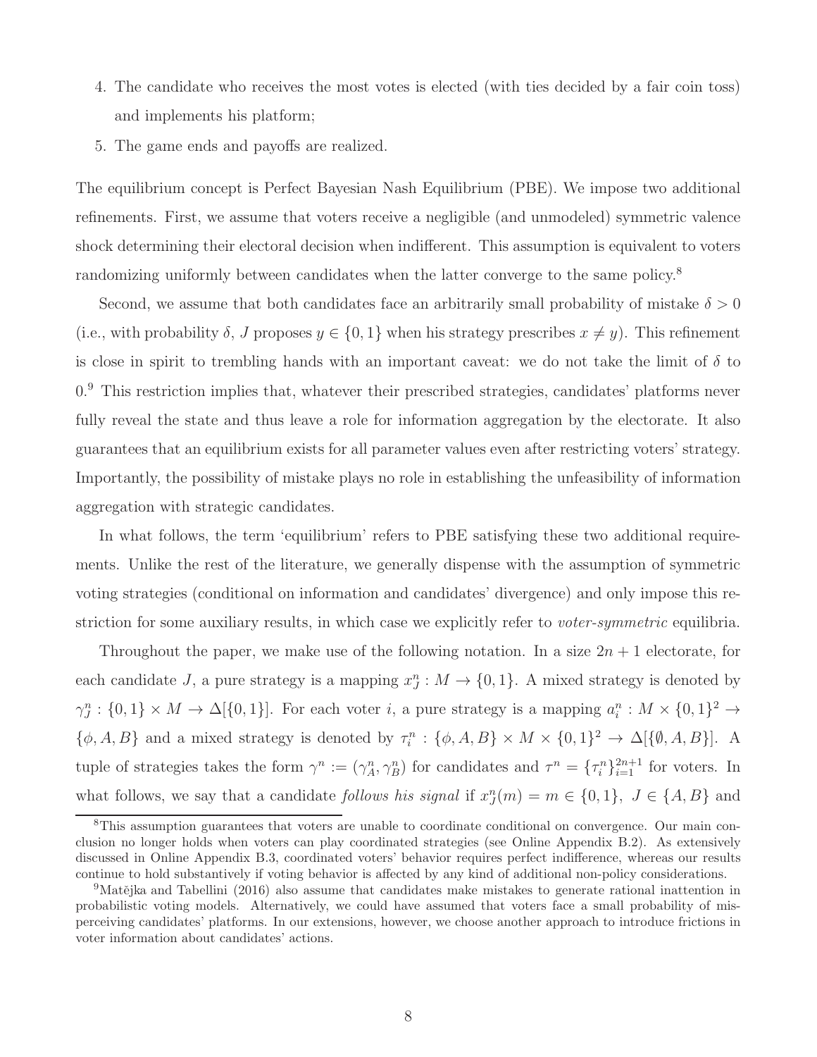4. The candidate who receives the most votes is elected (with ties decided by a fair coin toss) and implements his platform;
5. The game ends and payoffs are realized.

The equilibrium concept is Perfect Bayesian Nash Equilibrium (PBE). We impose two additional refinements. First, we assume that voters receive a negligible (and unmodeled) symmetric valence shock determining their electoral decision when indifferent. This assumption is equivalent to voters randomizing uniformly between candidates when the latter converge to the same policy.[8]

Second, we assume that both candidates face an arbitrarily small probability of mistake $\delta > 0$ (i.e., with probability $\delta$, $J$ proposes $y \in \{0, 1\}$ when his strategy prescribes $x \neq y$). This refinement is close in spirit to trembling hands with an important caveat: we do not take the limit of $\delta$ to 0.[9] This restriction implies that, whatever their prescribed strategies, candidates' platforms never fully reveal the state and thus leave a role for information aggregation by the electorate. It also guarantees that an equilibrium exists for all parameter values even after restricting voters' strategy. Importantly, the possibility of mistake plays no role in establishing the unfeasibility of information aggregation with strategic candidates.

In what follows, the term 'equilibrium' refers to PBE satisfying these two additional requirements. Unlike the rest of the literature, we generally dispense with the assumption of symmetric voting strategies (conditional on information and candidates' divergence) and only impose this restriction for some auxiliary results, in which case we explicitly refer to *voter-symmetric* equilibria.

Throughout the paper, we make use of the following notation. In a size $2n + 1$ electorate, for each candidate $J$, a pure strategy is a mapping $x^n_J : M \to \{0, 1\}$. A mixed strategy is denoted by $\gamma^n_J : \{0, 1\} \times M \to \Delta[\{0, 1\}]$. For each voter $i$, a pure strategy is a mapping $a^n_i : M \times \{0, 1\}^2 \to \{\phi, A, B\}$ and a mixed strategy is denoted by $\tau^n_i : \{\phi, A, B\} \times M \times \{0, 1\}^2 \to \Delta[\{\emptyset, A, B\}]$. A tuple of strategies takes the form $\gamma^n := (\gamma^n_A, \gamma^n_B)$ for candidates and $\tau^n = \{\tau^n_i\}_{i=1}^{2n+1}$ for voters. In what follows, we say that a candidate *follows his signal* if $x^n_J(m) = m \in \{0, 1\},\ J \in \{A, B\}$ and

[8] This assumption guarantees that voters are unable to coordinate conditional on convergence. Our main conclusion no longer holds when voters can play coordinated strategies (see Online Appendix B.2). As extensively discussed in Online Appendix B.3, coordinated voters' behavior requires perfect indifference, whereas our results continue to hold substantively if voting behavior is affected by any kind of additional non-policy considerations.

[9] Matějka and Tabellini (2016) also assume that candidates make mistakes to generate rational inattention in probabilistic voting models. Alternatively, we could have assumed that voters face a small probability of misperceiving candidates' platforms. In our extensions, however, we choose another approach to introduce frictions in voter information about candidates' actions.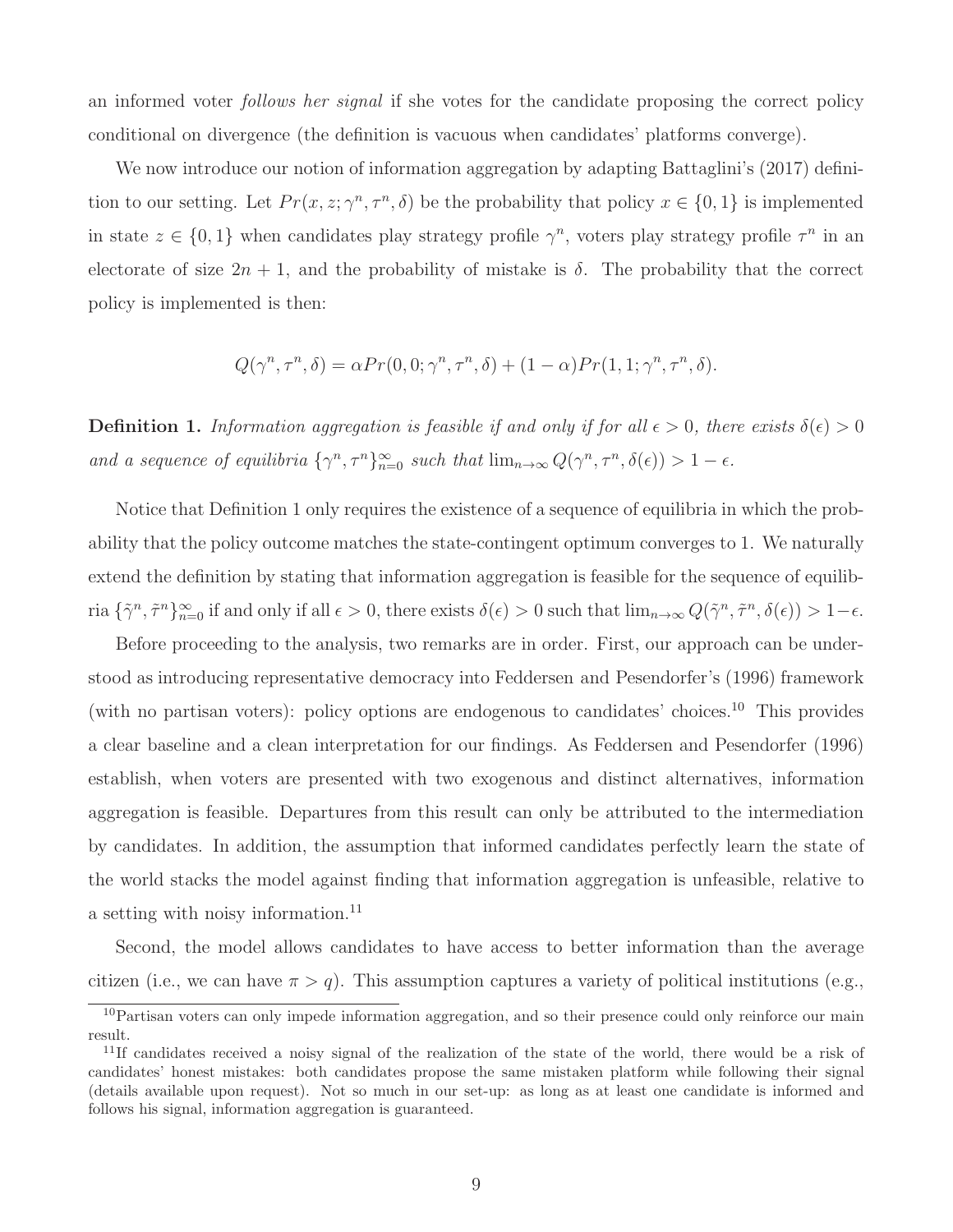an informed voter *follows her signal* if she votes for the candidate proposing the correct policy conditional on divergence (the definition is vacuous when candidates' platforms converge).

We now introduce our notion of information aggregation by adapting Battaglini's (2017) definition to our setting. Let $Pr(x, z; \gamma^n, \tau^n, \delta)$ be the probability that policy $x \in \{0, 1\}$ is implemented in state $z \in \{0, 1\}$ when candidates play strategy profile $\gamma^n$, voters play strategy profile $\tau^n$ in an electorate of size $2n + 1$, and the probability of mistake is $\delta$. The probability that the correct policy is implemented is then:

$$Q(\gamma^n, \tau^n, \delta) = \alpha Pr(0, 0; \gamma^n, \tau^n, \delta) + (1 - \alpha) Pr(1, 1; \gamma^n, \tau^n, \delta).$$

**Definition 1.** *Information aggregation is feasible if and only if for all $\epsilon > 0$, there exists $\delta(\epsilon) > 0$ and a sequence of equilibria $\{\gamma^n, \tau^n\}_{n=0}^{\infty}$ such that $\lim_{n \to \infty} Q(\gamma^n, \tau^n, \delta(\epsilon)) > 1 - \epsilon$.*

Notice that Definition 1 only requires the existence of a sequence of equilibria in which the probability that the policy outcome matches the state-contingent optimum converges to 1. We naturally extend the definition by stating that information aggregation is feasible for the sequence of equilibria $\{\tilde{\gamma}^n, \tilde{\tau}^n\}_{n=0}^{\infty}$ if and only if all $\epsilon > 0$, there exists $\delta(\epsilon) > 0$ such that $\lim_{n \to \infty} Q(\tilde{\gamma}^n, \tilde{\tau}^n, \delta(\epsilon)) > 1 - \epsilon$.

Before proceeding to the analysis, two remarks are in order. First, our approach can be understood as introducing representative democracy into Feddersen and Pesendorfer's (1996) framework (with no partisan voters): policy options are endogenous to candidates' choices.[10] This provides a clear baseline and a clean interpretation for our findings. As Feddersen and Pesendorfer (1996) establish, when voters are presented with two exogenous and distinct alternatives, information aggregation is feasible. Departures from this result can only be attributed to the intermediation by candidates. In addition, the assumption that informed candidates perfectly learn the state of the world stacks the model against finding that information aggregation is unfeasible, relative to a setting with noisy information.[11]

Second, the model allows candidates to have access to better information than the average citizen (i.e., we can have $\pi > q$). This assumption captures a variety of political institutions (e.g.,

[10] Partisan voters can only impede information aggregation, and so their presence could only reinforce our main result.

[11] If candidates received a noisy signal of the realization of the state of the world, there would be a risk of candidates' honest mistakes: both candidates propose the same mistaken platform while following their signal (details available upon request). Not so much in our set-up: as long as at least one candidate is informed and follows his signal, information aggregation is guaranteed.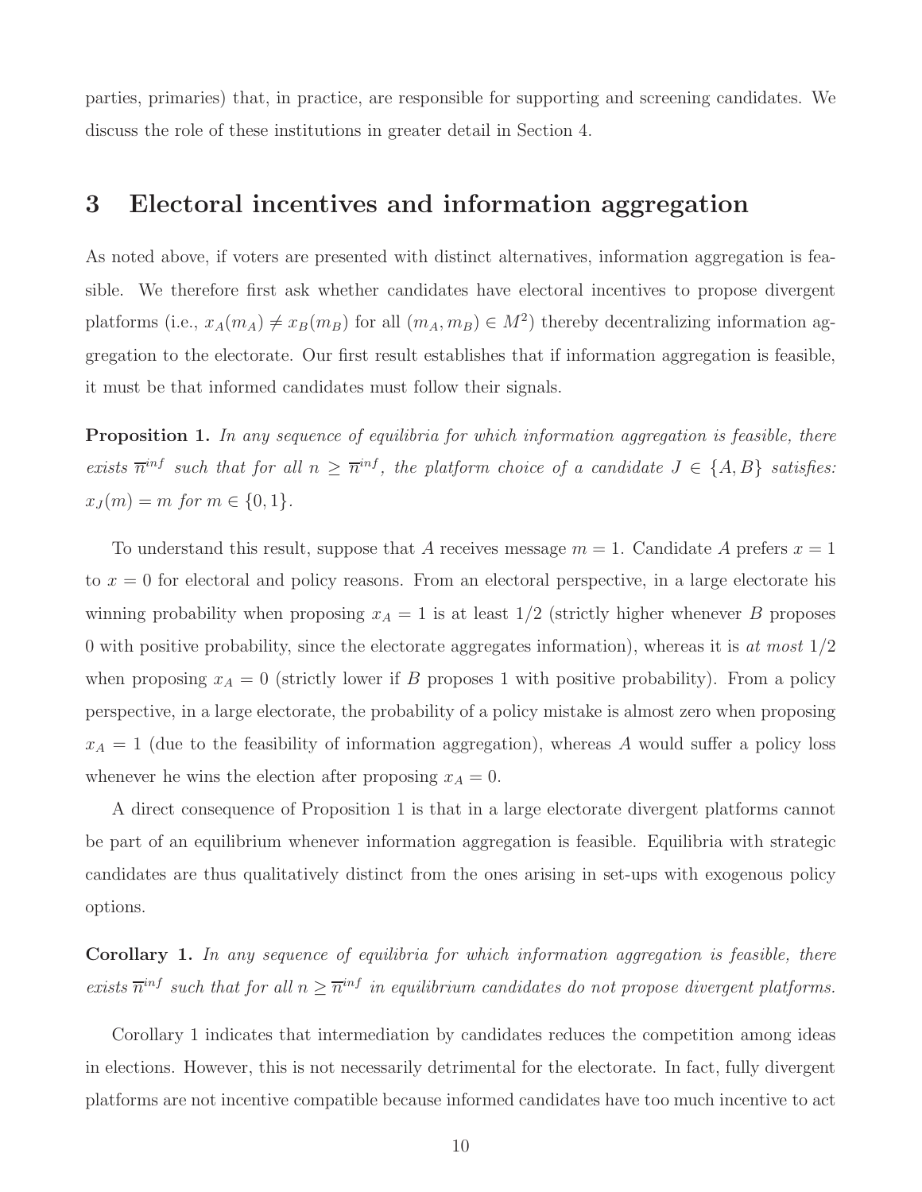parties, primaries) that, in practice, are responsible for supporting and screening candidates. We discuss the role of these institutions in greater detail in Section 4.

## 3 Electoral incentives and information aggregation

As noted above, if voters are presented with distinct alternatives, information aggregation is feasible. We therefore first ask whether candidates have electoral incentives to propose divergent platforms (i.e., $x_A(m_A) \neq x_B(m_B)$ for all $(m_A, m_B) \in M^2$) thereby decentralizing information aggregation to the electorate. Our first result establishes that if information aggregation is feasible, it must be that informed candidates must follow their signals.

**Proposition 1.** *In any sequence of equilibria for which information aggregation is feasible, there exists $\overline{n}^{inf}$ such that for all $n \geq \overline{n}^{inf}$, the platform choice of a candidate $J \in \{A, B\}$ satisfies: $x_J(m) = m$ for $m \in \{0, 1\}$.*

To understand this result, suppose that $A$ receives message $m = 1$. Candidate $A$ prefers $x = 1$ to $x = 0$ for electoral and policy reasons. From an electoral perspective, in a large electorate his winning probability when proposing $x_A = 1$ is at least $1/2$ (strictly higher whenever $B$ proposes 0 with positive probability, since the electorate aggregates information), whereas it is *at most* $1/2$ when proposing $x_A = 0$ (strictly lower if $B$ proposes 1 with positive probability). From a policy perspective, in a large electorate, the probability of a policy mistake is almost zero when proposing $x_A = 1$ (due to the feasibility of information aggregation), whereas $A$ would suffer a policy loss whenever he wins the election after proposing $x_A = 0$.

A direct consequence of Proposition 1 is that in a large electorate divergent platforms cannot be part of an equilibrium whenever information aggregation is feasible. Equilibria with strategic candidates are thus qualitatively distinct from the ones arising in set-ups with exogenous policy options.

**Corollary 1.** *In any sequence of equilibria for which information aggregation is feasible, there exists $\overline{n}^{inf}$ such that for all $n \geq \overline{n}^{inf}$ in equilibrium candidates do not propose divergent platforms.*

Corollary 1 indicates that intermediation by candidates reduces the competition among ideas in elections. However, this is not necessarily detrimental for the electorate. In fact, fully divergent platforms are not incentive compatible because informed candidates have too much incentive to act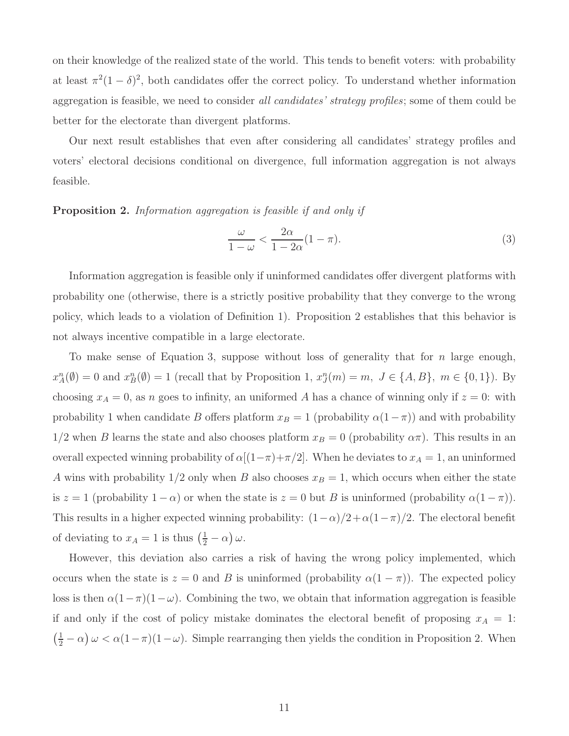on their knowledge of the realized state of the world. This tends to benefit voters: with probability at least $\pi^2(1-\delta)^2$, both candidates offer the correct policy. To understand whether information aggregation is feasible, we need to consider *all candidates' strategy profiles*; some of them could be better for the electorate than divergent platforms.

Our next result establishes that even after considering all candidates' strategy profiles and voters' electoral decisions conditional on divergence, full information aggregation is not always feasible.

**Proposition 2.** *Information aggregation is feasible if and only if*

$$\frac{\omega}{1-\omega} < \frac{2\alpha}{1-2\alpha}(1-\pi). \tag{3}$$

Information aggregation is feasible only if uninformed candidates offer divergent platforms with probability one (otherwise, there is a strictly positive probability that they converge to the wrong policy, which leads to a violation of Definition 1). Proposition 2 establishes that this behavior is not always incentive compatible in a large electorate.

To make sense of Equation 3, suppose without loss of generality that for $n$ large enough, $x_A^n(\emptyset) = 0$ and $x_B^n(\emptyset) = 1$ (recall that by Proposition 1, $x_J^n(m) = m,\ J \in \{A, B\},\ m \in \{0, 1\}$). By choosing $x_A = 0$, as $n$ goes to infinity, an uniformed $A$ has a chance of winning only if $z = 0$: with probability 1 when candidate $B$ offers platform $x_B = 1$ (probability $\alpha(1-\pi)$) and with probability $1/2$ when $B$ learns the state and also chooses platform $x_B = 0$ (probability $\alpha\pi$). This results in an overall expected winning probability of $\alpha[(1-\pi)+\pi/2]$. When he deviates to $x_A = 1$, an uninformed $A$ wins with probability $1/2$ only when $B$ also chooses $x_B = 1$, which occurs when either the state is $z = 1$ (probability $1-\alpha$) or when the state is $z = 0$ but $B$ is uninformed (probability $\alpha(1-\pi)$). This results in a higher expected winning probability: $(1-\alpha)/2 + \alpha(1-\pi)/2$. The electoral benefit of deviating to $x_A = 1$ is thus $\left(\frac{1}{2} - \alpha\right)\omega$.

However, this deviation also carries a risk of having the wrong policy implemented, which occurs when the state is $z = 0$ and $B$ is uninformed (probability $\alpha(1-\pi)$). The expected policy loss is then $\alpha(1-\pi)(1-\omega)$. Combining the two, we obtain that information aggregation is feasible if and only if the cost of policy mistake dominates the electoral benefit of proposing $x_A = 1$: $\left(\frac{1}{2} - \alpha\right)\omega < \alpha(1-\pi)(1-\omega)$. Simple rearranging then yields the condition in Proposition 2. When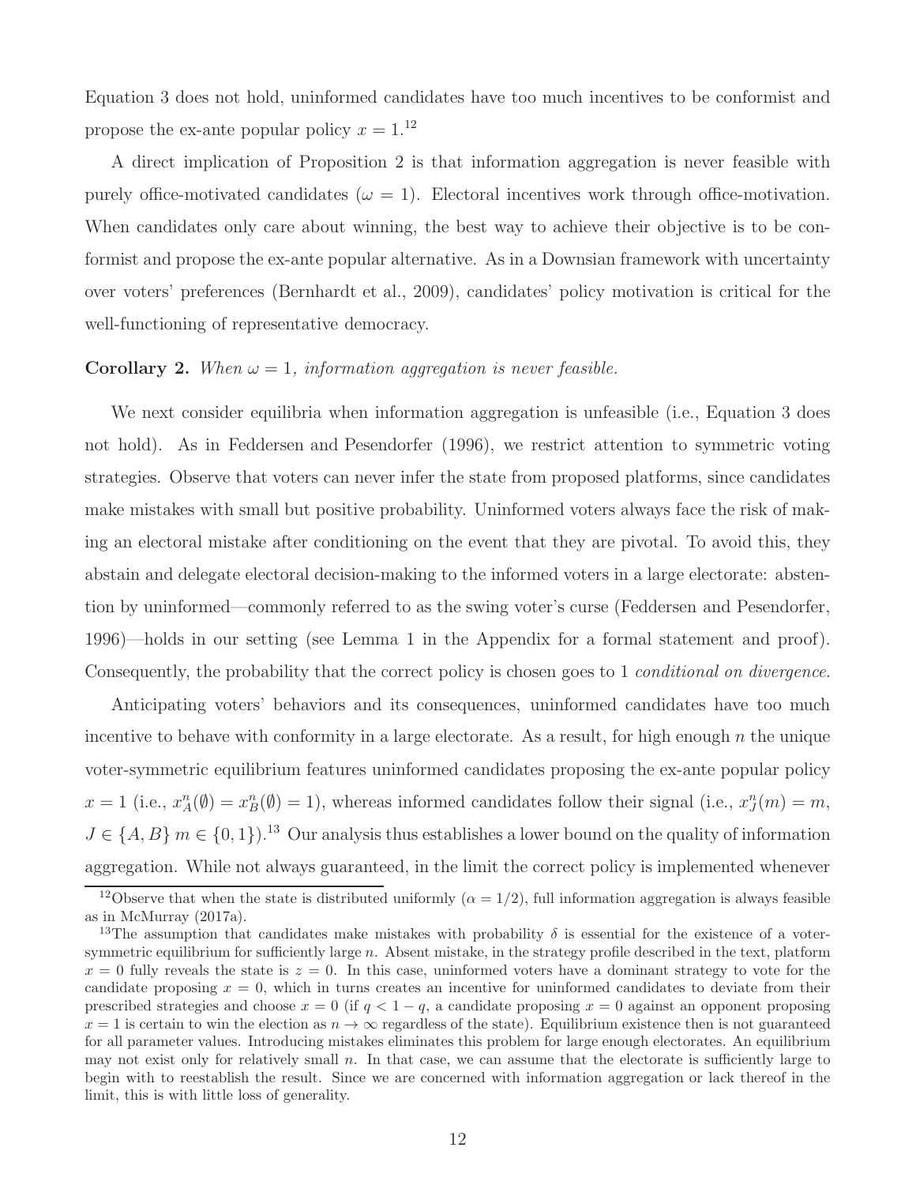Equation 3 does not hold, uninformed candidates have too much incentives to be conformist and propose the ex-ante popular policy $x = 1$.[12]

A direct implication of Proposition 2 is that information aggregation is never feasible with purely office-motivated candidates ($\omega = 1$). Electoral incentives work through office-motivation. When candidates only care about winning, the best way to achieve their objective is to be conformist and propose the ex-ante popular alternative. As in a Downsian framework with uncertainty over voters' preferences (Bernhardt et al., 2009), candidates' policy motivation is critical for the well-functioning of representative democracy.

**Corollary 2.** *When $\omega = 1$, information aggregation is never feasible.*

We next consider equilibria when information aggregation is unfeasible (i.e., Equation 3 does not hold). As in Feddersen and Pesendorfer (1996), we restrict attention to symmetric voting strategies. Observe that voters can never infer the state from proposed platforms, since candidates make mistakes with small but positive probability. Uninformed voters always face the risk of making an electoral mistake after conditioning on the event that they are pivotal. To avoid this, they abstain and delegate electoral decision-making to the informed voters in a large electorate: abstention by uninformed—commonly referred to as the swing voter's curse (Feddersen and Pesendorfer, 1996)—holds in our setting (see Lemma 1 in the Appendix for a formal statement and proof). Consequently, the probability that the correct policy is chosen goes to 1 *conditional on divergence*.

Anticipating voters' behaviors and its consequences, uninformed candidates have too much incentive to behave with conformity in a large electorate. As a result, for high enough $n$ the unique voter-symmetric equilibrium features uninformed candidates proposing the ex-ante popular policy $x = 1$ (i.e., $x^n_A(\emptyset) = x^n_B(\emptyset) = 1$), whereas informed candidates follow their signal (i.e., $x^n_J(m) = m$, $J \in \{A, B\}$ $m \in \{0, 1\}$).[13] Our analysis thus establishes a lower bound on the quality of information aggregation. While not always guaranteed, in the limit the correct policy is implemented whenever

[12] Observe that when the state is distributed uniformly ($\alpha = 1/2$), full information aggregation is always feasible as in McMurray (2017a).

[13] The assumption that candidates make mistakes with probability $\delta$ is essential for the existence of a voter-symmetric equilibrium for sufficiently large $n$. Absent mistake, in the strategy profile described in the text, platform $x = 0$ fully reveals the state is $z = 0$. In this case, uninformed voters have a dominant strategy to vote for the candidate proposing $x = 0$, which in turns creates an incentive for uninformed candidates to deviate from their prescribed strategies and choose $x = 0$ (if $q < 1 - q$, a candidate proposing $x = 0$ against an opponent proposing $x = 1$ is certain to win the election as $n \to \infty$ regardless of the state). Equilibrium existence then is not guaranteed for all parameter values. Introducing mistakes eliminates this problem for large enough electorates. An equilibrium may not exist only for relatively small $n$. In that case, we can assume that the electorate is sufficiently large to begin with to reestablish the result. Since we are concerned with information aggregation or lack thereof in the limit, this is with little loss of generality.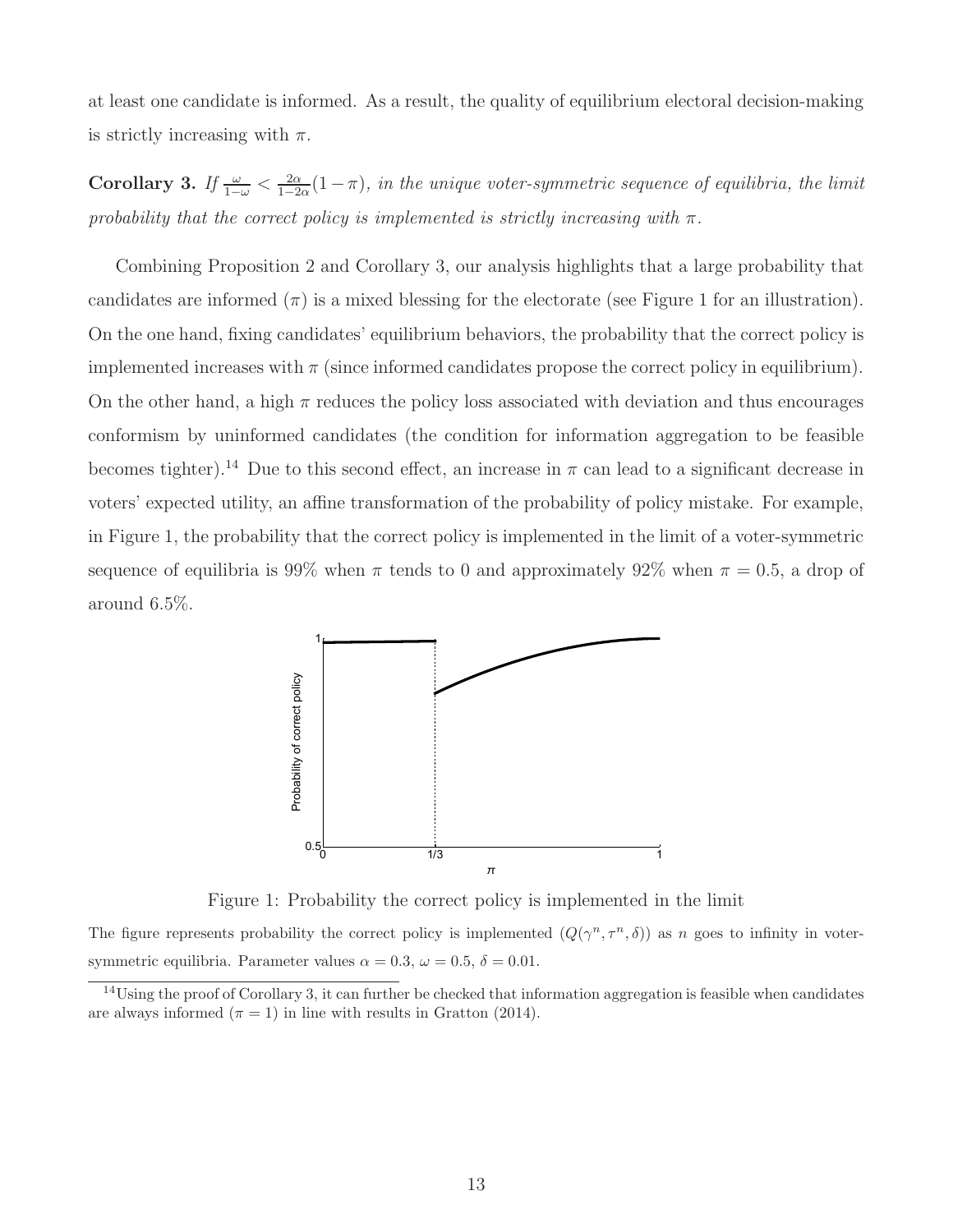at least one candidate is informed. As a result, the quality of equilibrium electoral decision-making is strictly increasing with $\pi$.

**Corollary 3.** *If $\frac{\omega}{1-\omega} < \frac{2\alpha}{1-2\alpha}(1-\pi)$, in the unique voter-symmetric sequence of equilibria, the limit probability that the correct policy is implemented is strictly increasing with $\pi$.*

Combining Proposition 2 and Corollary 3, our analysis highlights that a large probability that candidates are informed ($\pi$) is a mixed blessing for the electorate (see Figure 1 for an illustration). On the one hand, fixing candidates' equilibrium behaviors, the probability that the correct policy is implemented increases with $\pi$ (since informed candidates propose the correct policy in equilibrium). On the other hand, a high $\pi$ reduces the policy loss associated with deviation and thus encourages conformism by uninformed candidates (the condition for information aggregation to be feasible becomes tighter).[14] Due to this second effect, an increase in $\pi$ can lead to a significant decrease in voters' expected utility, an affine transformation of the probability of policy mistake. For example, in Figure 1, the probability that the correct policy is implemented in the limit of a voter-symmetric sequence of equilibria is 99% when $\pi$ tends to 0 and approximately 92% when $\pi = 0.5$, a drop of around 6.5%.

Figure 1: Probability the correct policy is implemented in the limit

The figure represents probability the correct policy is implemented ($Q(\gamma^n, \tau^n, \delta)$) as $n$ goes to infinity in voter-symmetric equilibria. Parameter values $\alpha = 0.3$, $\omega = 0.5$, $\delta = 0.01$.

[14] Using the proof of Corollary 3, it can further be checked that information aggregation is feasible when candidates are always informed ($\pi = 1$) in line with results in Gratton (2014).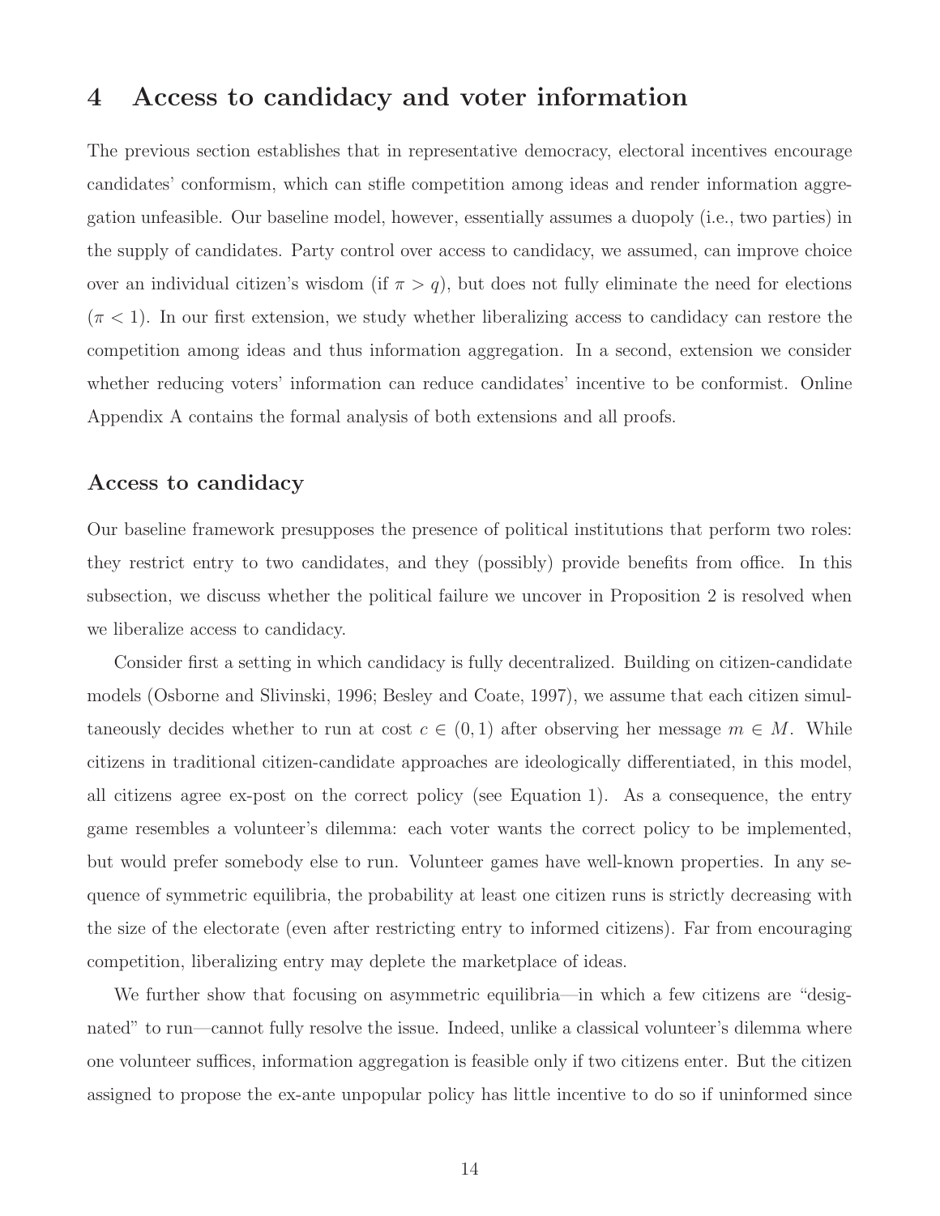# 4 Access to candidacy and voter information

The previous section establishes that in representative democracy, electoral incentives encourage candidates' conformism, which can stifle competition among ideas and render information aggregation unfeasible. Our baseline model, however, essentially assumes a duopoly (i.e., two parties) in the supply of candidates. Party control over access to candidacy, we assumed, can improve choice over an individual citizen's wisdom (if $\pi > q$), but does not fully eliminate the need for elections ($\pi < 1$). In our first extension, we study whether liberalizing access to candidacy can restore the competition among ideas and thus information aggregation. In a second, extension we consider whether reducing voters' information can reduce candidates' incentive to be conformist. Online Appendix A contains the formal analysis of both extensions and all proofs.

## Access to candidacy

Our baseline framework presupposes the presence of political institutions that perform two roles: they restrict entry to two candidates, and they (possibly) provide benefits from office. In this subsection, we discuss whether the political failure we uncover in Proposition 2 is resolved when we liberalize access to candidacy.

Consider first a setting in which candidacy is fully decentralized. Building on citizen-candidate models (Osborne and Slivinski, 1996; Besley and Coate, 1997), we assume that each citizen simultaneously decides whether to run at cost $c \in (0, 1)$ after observing her message $m \in M$. While citizens in traditional citizen-candidate approaches are ideologically differentiated, in this model, all citizens agree ex-post on the correct policy (see Equation 1). As a consequence, the entry game resembles a volunteer's dilemma: each voter wants the correct policy to be implemented, but would prefer somebody else to run. Volunteer games have well-known properties. In any sequence of symmetric equilibria, the probability at least one citizen runs is strictly decreasing with the size of the electorate (even after restricting entry to informed citizens). Far from encouraging competition, liberalizing entry may deplete the marketplace of ideas.

We further show that focusing on asymmetric equilibria—in which a few citizens are "designated" to run—cannot fully resolve the issue. Indeed, unlike a classical volunteer's dilemma where one volunteer suffices, information aggregation is feasible only if two citizens enter. But the citizen assigned to propose the ex-ante unpopular policy has little incentive to do so if uninformed since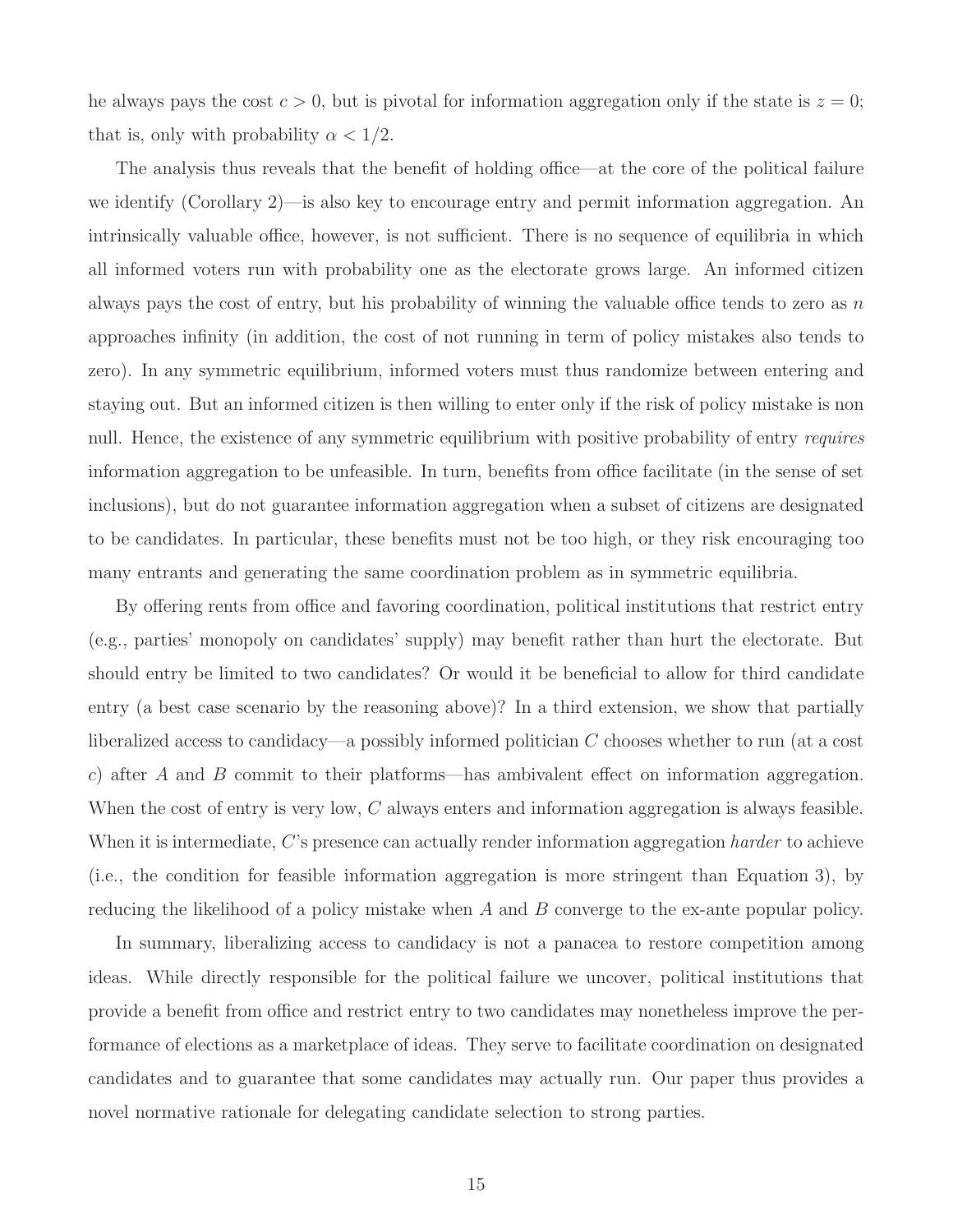he always pays the cost $c > 0$, but is pivotal for information aggregation only if the state is $z = 0$; that is, only with probability $\alpha < 1/2$.

The analysis thus reveals that the benefit of holding office—at the core of the political failure we identify (Corollary 2)—is also key to encourage entry and permit information aggregation. An intrinsically valuable office, however, is not sufficient. There is no sequence of equilibria in which all informed voters run with probability one as the electorate grows large. An informed citizen always pays the cost of entry, but his probability of winning the valuable office tends to zero as $n$ approaches infinity (in addition, the cost of not running in term of policy mistakes also tends to zero). In any symmetric equilibrium, informed voters must thus randomize between entering and staying out. But an informed citizen is then willing to enter only if the risk of policy mistake is non null. Hence, the existence of any symmetric equilibrium with positive probability of entry *requires* information aggregation to be unfeasible. In turn, benefits from office facilitate (in the sense of set inclusions), but do not guarantee information aggregation when a subset of citizens are designated to be candidates. In particular, these benefits must not be too high, or they risk encouraging too many entrants and generating the same coordination problem as in symmetric equilibria.

By offering rents from office and favoring coordination, political institutions that restrict entry (e.g., parties' monopoly on candidates' supply) may benefit rather than hurt the electorate. But should entry be limited to two candidates? Or would it be beneficial to allow for third candidate entry (a best case scenario by the reasoning above)? In a third extension, we show that partially liberalized access to candidacy—a possibly informed politician $C$ chooses whether to run (at a cost $c$) after $A$ and $B$ commit to their platforms—has ambivalent effect on information aggregation. When the cost of entry is very low, $C$ always enters and information aggregation is always feasible. When it is intermediate, $C$'s presence can actually render information aggregation *harder* to achieve (i.e., the condition for feasible information aggregation is more stringent than Equation 3), by reducing the likelihood of a policy mistake when $A$ and $B$ converge to the ex-ante popular policy.

In summary, liberalizing access to candidacy is not a panacea to restore competition among ideas. While directly responsible for the political failure we uncover, political institutions that provide a benefit from office and restrict entry to two candidates may nonetheless improve the performance of elections as a marketplace of ideas. They serve to facilitate coordination on designated candidates and to guarantee that some candidates may actually run. Our paper thus provides a novel normative rationale for delegating candidate selection to strong parties.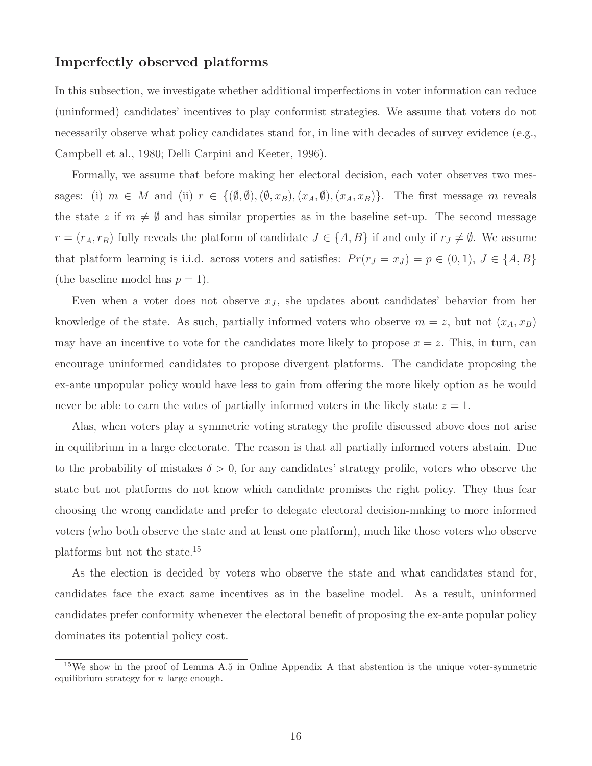### Imperfectly observed platforms

In this subsection, we investigate whether additional imperfections in voter information can reduce (uninformed) candidates' incentives to play conformist strategies. We assume that voters do not necessarily observe what policy candidates stand for, in line with decades of survey evidence (e.g., Campbell et al., 1980; Delli Carpini and Keeter, 1996).

Formally, we assume that before making her electoral decision, each voter observes two messages: (i) $m \in M$ and (ii) $r \in \{(\emptyset, \emptyset), (\emptyset, x_B), (x_A, \emptyset), (x_A, x_B)\}$. The first message $m$ reveals the state $z$ if $m \neq \emptyset$ and has similar properties as in the baseline set-up. The second message $r = (r_A, r_B)$ fully reveals the platform of candidate $J \in \{A, B\}$ if and only if $r_J \neq \emptyset$. We assume that platform learning is i.i.d. across voters and satisfies: $Pr(r_J = x_J) = p \in (0, 1)$, $J \in \{A, B\}$ (the baseline model has $p = 1$).

Even when a voter does not observe $x_J$, she updates about candidates' behavior from her knowledge of the state. As such, partially informed voters who observe $m = z$, but not $(x_A, x_B)$ may have an incentive to vote for the candidates more likely to propose $x = z$. This, in turn, can encourage uninformed candidates to propose divergent platforms. The candidate proposing the ex-ante unpopular policy would have less to gain from offering the more likely option as he would never be able to earn the votes of partially informed voters in the likely state $z = 1$.

Alas, when voters play a symmetric voting strategy the profile discussed above does not arise in equilibrium in a large electorate. The reason is that all partially informed voters abstain. Due to the probability of mistakes $\delta > 0$, for any candidates' strategy profile, voters who observe the state but not platforms do not know which candidate promises the right policy. They thus fear choosing the wrong candidate and prefer to delegate electoral decision-making to more informed voters (who both observe the state and at least one platform), much like those voters who observe platforms but not the state.[15]

As the election is decided by voters who observe the state and what candidates stand for, candidates face the exact same incentives as in the baseline model. As a result, uninformed candidates prefer conformity whenever the electoral benefit of proposing the ex-ante popular policy dominates its potential policy cost.

[15] We show in the proof of Lemma A.5 in Online Appendix A that abstention is the unique voter-symmetric equilibrium strategy for $n$ large enough.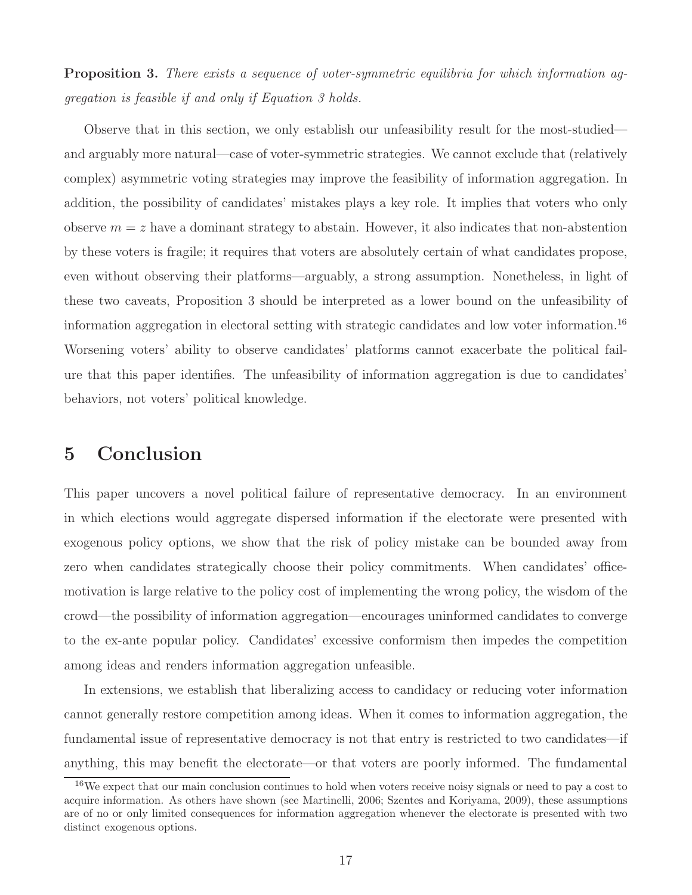**Proposition 3.** *There exists a sequence of voter-symmetric equilibria for which information aggregation is feasible if and only if Equation 3 holds.*

Observe that in this section, we only establish our unfeasibility result for the most-studied—and arguably more natural—case of voter-symmetric strategies. We cannot exclude that (relatively complex) asymmetric voting strategies may improve the feasibility of information aggregation. In addition, the possibility of candidates' mistakes plays a key role. It implies that voters who only observe $m = z$ have a dominant strategy to abstain. However, it also indicates that non-abstention by these voters is fragile; it requires that voters are absolutely certain of what candidates propose, even without observing their platforms—arguably, a strong assumption. Nonetheless, in light of these two caveats, Proposition 3 should be interpreted as a lower bound on the unfeasibility of information aggregation in electoral setting with strategic candidates and low voter information.[16] Worsening voters' ability to observe candidates' platforms cannot exacerbate the political failure that this paper identifies. The unfeasibility of information aggregation is due to candidates' behaviors, not voters' political knowledge.

# 5 Conclusion

This paper uncovers a novel political failure of representative democracy. In an environment in which elections would aggregate dispersed information if the electorate were presented with exogenous policy options, we show that the risk of policy mistake can be bounded away from zero when candidates strategically choose their policy commitments. When candidates' office-motivation is large relative to the policy cost of implementing the wrong policy, the wisdom of the crowd—the possibility of information aggregation—encourages uninformed candidates to converge to the ex-ante popular policy. Candidates' excessive conformism then impedes the competition among ideas and renders information aggregation unfeasible.

In extensions, we establish that liberalizing access to candidacy or reducing voter information cannot generally restore competition among ideas. When it comes to information aggregation, the fundamental issue of representative democracy is not that entry is restricted to two candidates—if anything, this may benefit the electorate—or that voters are poorly informed. The fundamental

[16] We expect that our main conclusion continues to hold when voters receive noisy signals or need to pay a cost to acquire information. As others have shown (see Martinelli, 2006; Szentes and Koriyama, 2009), these assumptions are of no or only limited consequences for information aggregation whenever the electorate is presented with two distinct exogenous options.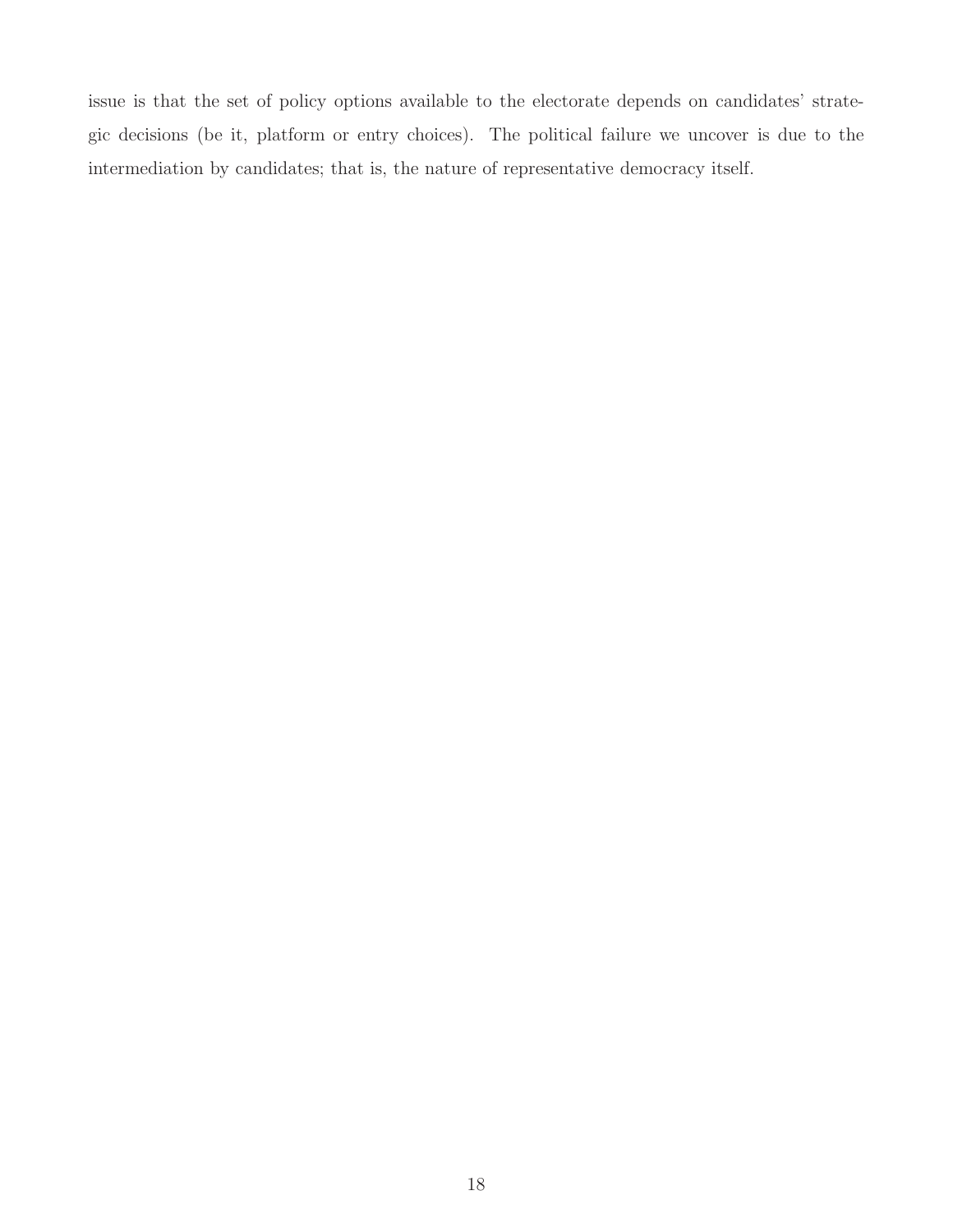issue is that the set of policy options available to the electorate depends on candidates' strategic decisions (be it, platform or entry choices). The political failure we uncover is due to the intermediation by candidates; that is, the nature of representative democracy itself.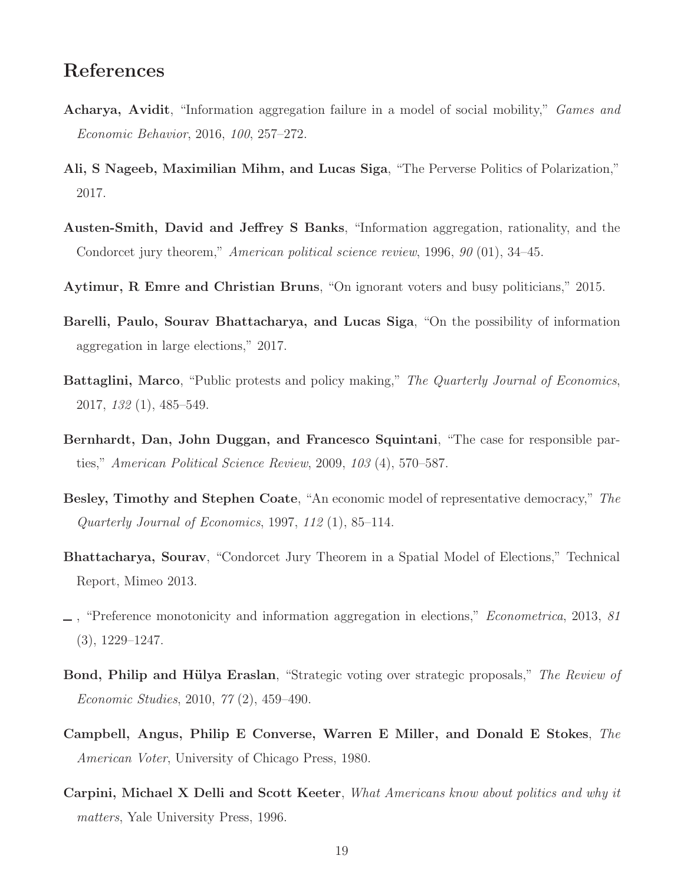# References

**Acharya, Avidit**, "Information aggregation failure in a model of social mobility," *Games and Economic Behavior*, 2016, *100*, 257–272.

**Ali, S Nageeb, Maximilian Mihm, and Lucas Siga**, "The Perverse Politics of Polarization," 2017.

**Austen-Smith, David and Jeffrey S Banks**, "Information aggregation, rationality, and the Condorcet jury theorem," *American political science review*, 1996, *90* (01), 34–45.

**Aytimur, R Emre and Christian Bruns**, "On ignorant voters and busy politicians," 2015.

**Barelli, Paulo, Sourav Bhattacharya, and Lucas Siga**, "On the possibility of information aggregation in large elections," 2017.

**Battaglini, Marco**, "Public protests and policy making," *The Quarterly Journal of Economics*, 2017, *132* (1), 485–549.

**Bernhardt, Dan, John Duggan, and Francesco Squintani**, "The case for responsible parties," *American Political Science Review*, 2009, *103* (4), 570–587.

**Besley, Timothy and Stephen Coate**, "An economic model of representative democracy," *The Quarterly Journal of Economics*, 1997, *112* (1), 85–114.

**Bhattacharya, Sourav**, "Condorcet Jury Theorem in a Spatial Model of Elections," Technical Report, Mimeo 2013.

\_ , "Preference monotonicity and information aggregation in elections," *Econometrica*, 2013, *81* (3), 1229–1247.

**Bond, Philip and Hülya Eraslan**, "Strategic voting over strategic proposals," *The Review of Economic Studies*, 2010, *77* (2), 459–490.

**Campbell, Angus, Philip E Converse, Warren E Miller, and Donald E Stokes**, *The American Voter*, University of Chicago Press, 1980.

**Carpini, Michael X Delli and Scott Keeter**, *What Americans know about politics and why it matters*, Yale University Press, 1996.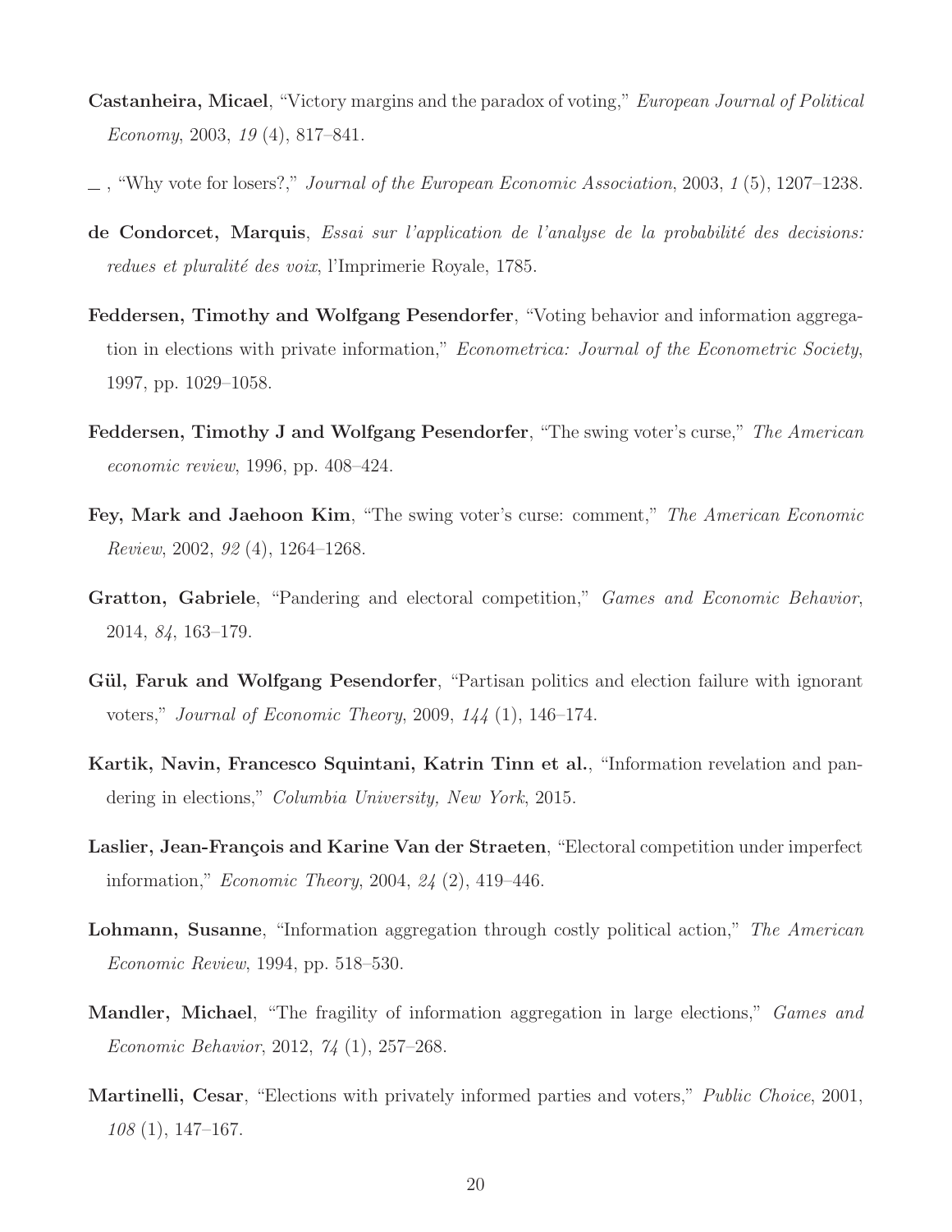**Castanheira, Micael**, "Victory margins and the paradox of voting," *European Journal of Political Economy*, 2003, *19* (4), 817–841.

_ , "Why vote for losers?," *Journal of the European Economic Association*, 2003, *1* (5), 1207–1238.

**de Condorcet, Marquis**, *Essai sur l'application de l'analyse de la probabilité des decisions: redues et pluralité des voix*, l'Imprimerie Royale, 1785.

**Feddersen, Timothy and Wolfgang Pesendorfer**, "Voting behavior and information aggregation in elections with private information," *Econometrica: Journal of the Econometric Society*, 1997, pp. 1029–1058.

**Feddersen, Timothy J and Wolfgang Pesendorfer**, "The swing voter's curse," *The American economic review*, 1996, pp. 408–424.

**Fey, Mark and Jaehoon Kim**, "The swing voter's curse: comment," *The American Economic Review*, 2002, *92* (4), 1264–1268.

**Gratton, Gabriele**, "Pandering and electoral competition," *Games and Economic Behavior*, 2014, *84*, 163–179.

**Gül, Faruk and Wolfgang Pesendorfer**, "Partisan politics and election failure with ignorant voters," *Journal of Economic Theory*, 2009, *144* (1), 146–174.

**Kartik, Navin, Francesco Squintani, Katrin Tinn et al.**, "Information revelation and pandering in elections," *Columbia University, New York*, 2015.

**Laslier, Jean-François and Karine Van der Straeten**, "Electoral competition under imperfect information," *Economic Theory*, 2004, *24* (2), 419–446.

**Lohmann, Susanne**, "Information aggregation through costly political action," *The American Economic Review*, 1994, pp. 518–530.

**Mandler, Michael**, "The fragility of information aggregation in large elections," *Games and Economic Behavior*, 2012, *74* (1), 257–268.

**Martinelli, Cesar**, "Elections with privately informed parties and voters," *Public Choice*, 2001, *108* (1), 147–167.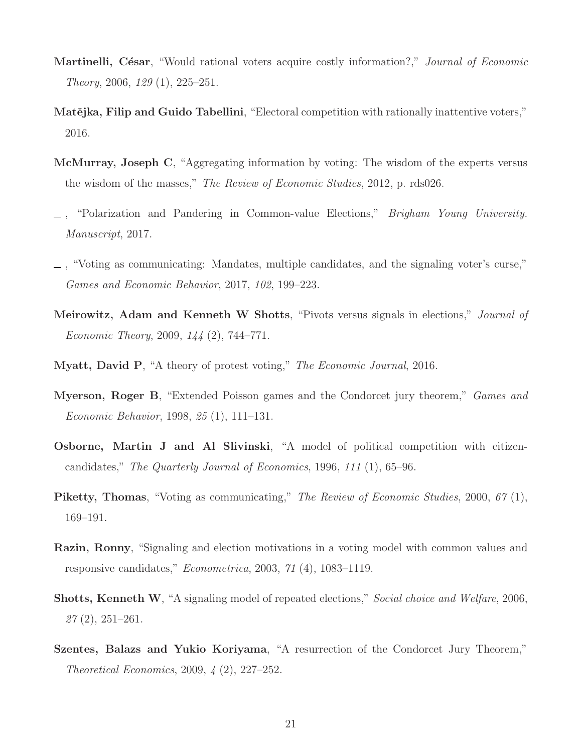**Martinelli, César**, "Would rational voters acquire costly information?," *Journal of Economic Theory*, 2006, *129* (1), 225–251.

**Matějka, Filip and Guido Tabellini**, "Electoral competition with rationally inattentive voters," 2016.

**McMurray, Joseph C**, "Aggregating information by voting: The wisdom of the experts versus the wisdom of the masses," *The Review of Economic Studies*, 2012, p. rds026.

_ , "Polarization and Pandering in Common-value Elections," *Brigham Young University. Manuscript*, 2017.

_ , "Voting as communicating: Mandates, multiple candidates, and the signaling voter's curse," *Games and Economic Behavior*, 2017, *102*, 199–223.

**Meirowitz, Adam and Kenneth W Shotts**, "Pivots versus signals in elections," *Journal of Economic Theory*, 2009, *144* (2), 744–771.

**Myatt, David P**, "A theory of protest voting," *The Economic Journal*, 2016.

**Myerson, Roger B**, "Extended Poisson games and the Condorcet jury theorem," *Games and Economic Behavior*, 1998, *25* (1), 111–131.

**Osborne, Martin J and Al Slivinski**, "A model of political competition with citizen-candidates," *The Quarterly Journal of Economics*, 1996, *111* (1), 65–96.

**Piketty, Thomas**, "Voting as communicating," *The Review of Economic Studies*, 2000, *67* (1), 169–191.

**Razin, Ronny**, "Signaling and election motivations in a voting model with common values and responsive candidates," *Econometrica*, 2003, *71* (4), 1083–1119.

**Shotts, Kenneth W**, "A signaling model of repeated elections," *Social choice and Welfare*, 2006, *27* (2), 251–261.

**Szentes, Balazs and Yukio Koriyama**, "A resurrection of the Condorcet Jury Theorem," *Theoretical Economics*, 2009, *4* (2), 227–252.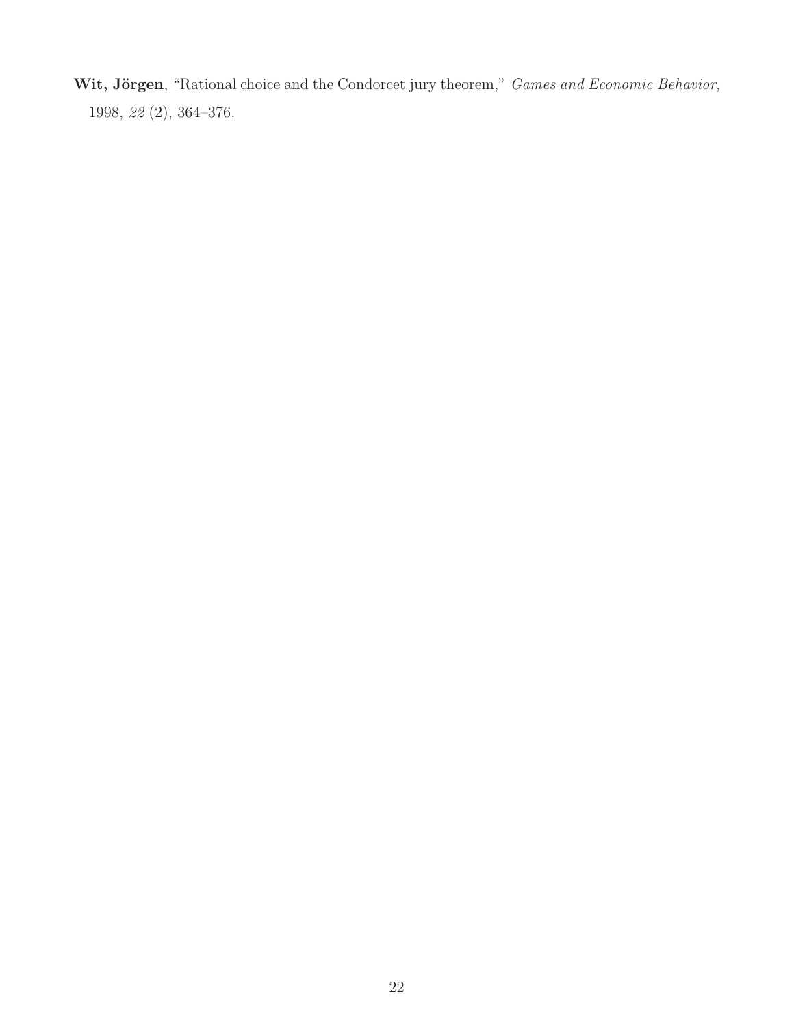**Wit, Jörgen**, "Rational choice and the Condorcet jury theorem," *Games and Economic Behavior*, 1998, *22* (2), 364–376.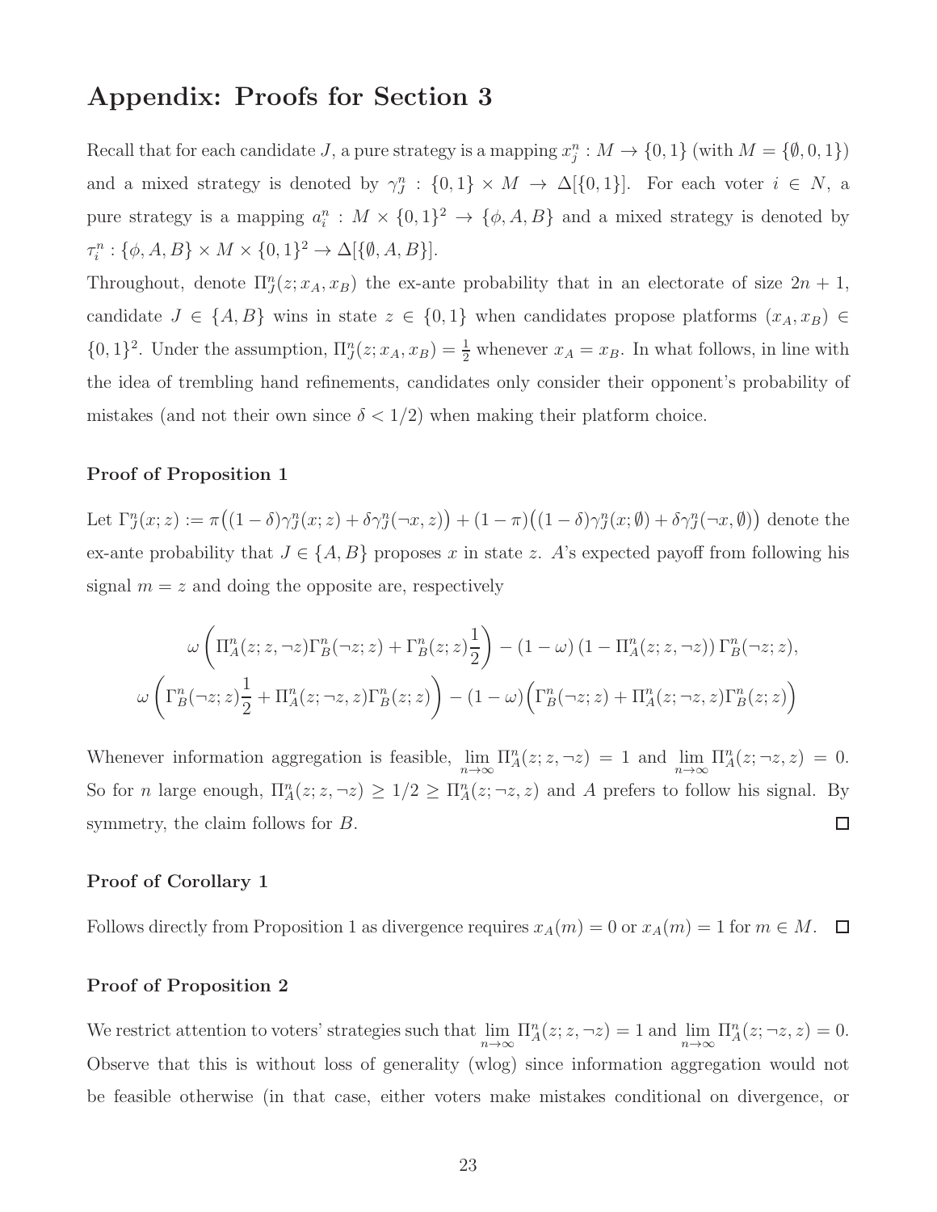## Appendix: Proofs for Section 3

Recall that for each candidate $J$, a pure strategy is a mapping $x^n_j : M \to \{0, 1\}$ (with $M = \{\emptyset, 0, 1\}$) and a mixed strategy is denoted by $\gamma^n_J : \{0, 1\} \times M \to \Delta[\{0, 1\}]$. For each voter $i \in N$, a pure strategy is a mapping $a^n_i : M \times \{0, 1\}^2 \to \{\phi, A, B\}$ and a mixed strategy is denoted by $\tau^n_i : \{\phi, A, B\} \times M \times \{0, 1\}^2 \to \Delta[\{\emptyset, A, B\}]$.

Throughout, denote $\Pi^n_J(z; x_A, x_B)$ the ex-ante probability that in an electorate of size $2n + 1$, candidate $J \in \{A, B\}$ wins in state $z \in \{0, 1\}$ when candidates propose platforms $(x_A, x_B) \in \{0, 1\}^2$. Under the assumption, $\Pi^n_J(z; x_A, x_B) = \frac{1}{2}$ whenever $x_A = x_B$. In what follows, in line with the idea of trembling hand refinements, candidates only consider their opponent's probability of mistakes (and not their own since $\delta < 1/2$) when making their platform choice.

### Proof of Proposition 1

Let $\Gamma^n_J(x; z) := \pi\big((1 - \delta)\gamma^n_J(x; z) + \delta\gamma^n_J(\neg x, z)\big) + (1 - \pi)\big((1 - \delta)\gamma^n_J(x; \emptyset) + \delta\gamma^n_J(\neg x, \emptyset)\big)$ denote the ex-ante probability that $J \in \{A, B\}$ proposes $x$ in state $z$. $A$'s expected payoff from following his signal $m = z$ and doing the opposite are, respectively

$$\omega\left(\Pi^n_A(z; z, \neg z)\Gamma^n_B(\neg z; z) + \Gamma^n_B(z; z)\frac{1}{2}\right) - (1 - \omega)\left(1 - \Pi^n_A(z; z, \neg z)\right)\Gamma^n_B(\neg z; z),$$

$$\omega\left(\Gamma^n_B(\neg z; z)\frac{1}{2} + \Pi^n_A(z; \neg z, z)\Gamma^n_B(z; z)\right) - (1 - \omega)\Big(\Gamma^n_B(\neg z; z) + \Pi^n_A(z; \neg z, z)\Gamma^n_B(z; z)\Big)$$

Whenever information aggregation is feasible, $\lim_{n\to\infty} \Pi^n_A(z; z, \neg z) = 1$ and $\lim_{n\to\infty} \Pi^n_A(z; \neg z, z) = 0$. So for $n$ large enough, $\Pi^n_A(z; z, \neg z) \geq 1/2 \geq \Pi^n_A(z; \neg z, z)$ and $A$ prefers to follow his signal. By symmetry, the claim follows for $B$. $\square$

### Proof of Corollary 1

Follows directly from Proposition 1 as divergence requires $x_A(m) = 0$ or $x_A(m) = 1$ for $m \in M$. $\square$

### Proof of Proposition 2

We restrict attention to voters' strategies such that $\lim_{n\to\infty} \Pi^n_A(z; z, \neg z) = 1$ and $\lim_{n\to\infty} \Pi^n_A(z; \neg z, z) = 0$. Observe that this is without loss of generality (wlog) since information aggregation would not be feasible otherwise (in that case, either voters make mistakes conditional on divergence, or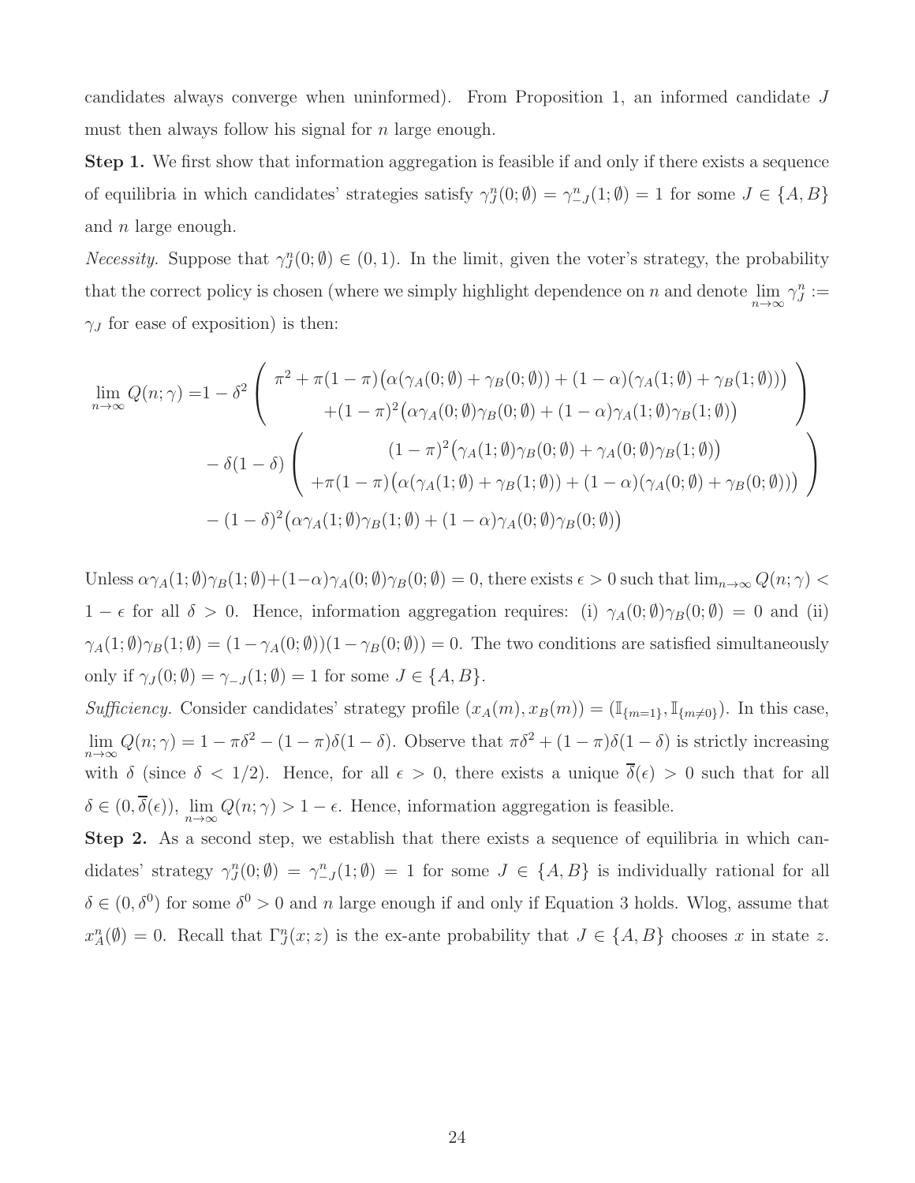candidates always converge when uninformed). From Proposition 1, an informed candidate $J$ must then always follow his signal for $n$ large enough.

**Step 1.** We first show that information aggregation is feasible if and only if there exists a sequence of equilibria in which candidates' strategies satisfy $\gamma_J^n(0;\emptyset) = \gamma_{-J}^n(1;\emptyset) = 1$ for some $J \in \{A, B\}$ and $n$ large enough.

*Necessity.* Suppose that $\gamma_J^n(0;\emptyset) \in (0,1)$. In the limit, given the voter's strategy, the probability that the correct policy is chosen (where we simply highlight dependence on $n$ and denote $\lim_{n\to\infty} \gamma_J^n := \gamma_J$ for ease of exposition) is then:

$$
\begin{aligned}
\lim_{n\to\infty} Q(n;\gamma) = & 1 - \delta^2 \left( \begin{array}{c} \pi^2 + \pi(1-\pi)\big(\alpha(\gamma_A(0;\emptyset) + \gamma_B(0;\emptyset)) + (1-\alpha)(\gamma_A(1;\emptyset) + \gamma_B(1;\emptyset))\big) \\ +(1-\pi)^2\big(\alpha\gamma_A(0;\emptyset)\gamma_B(0;\emptyset) + (1-\alpha)\gamma_A(1;\emptyset)\gamma_B(1;\emptyset)\big) \end{array} \right) \\
& - \delta(1-\delta) \left( \begin{array}{c} (1-\pi)^2\big(\gamma_A(1;\emptyset)\gamma_B(0;\emptyset) + \gamma_A(0;\emptyset)\gamma_B(1;\emptyset)\big) \\ +\pi(1-\pi)\big(\alpha(\gamma_A(1;\emptyset) + \gamma_B(1;\emptyset)) + (1-\alpha)(\gamma_A(0;\emptyset) + \gamma_B(0;\emptyset))\big) \end{array} \right) \\
& - (1-\delta)^2\big(\alpha\gamma_A(1;\emptyset)\gamma_B(1;\emptyset) + (1-\alpha)\gamma_A(0;\emptyset)\gamma_B(0;\emptyset)\big)
\end{aligned}
$$

Unless $\alpha\gamma_A(1;\emptyset)\gamma_B(1;\emptyset) + (1-\alpha)\gamma_A(0;\emptyset)\gamma_B(0;\emptyset) = 0$, there exists $\epsilon > 0$ such that $\lim_{n\to\infty} Q(n;\gamma) < 1 - \epsilon$ for all $\delta > 0$. Hence, information aggregation requires: (i) $\gamma_A(0;\emptyset)\gamma_B(0;\emptyset) = 0$ and (ii) $\gamma_A(1;\emptyset)\gamma_B(1;\emptyset) = (1-\gamma_A(0;\emptyset))(1-\gamma_B(0;\emptyset)) = 0$. The two conditions are satisfied simultaneously only if $\gamma_J(0;\emptyset) = \gamma_{-J}(1;\emptyset) = 1$ for some $J \in \{A, B\}$.

*Sufficiency.* Consider candidates' strategy profile $(x_A(m), x_B(m)) = (\mathbb{I}_{\{m=1\}}, \mathbb{I}_{\{m\neq 0\}})$. In this case, $\lim_{n\to\infty} Q(n;\gamma) = 1 - \pi\delta^2 - (1-\pi)\delta(1-\delta)$. Observe that $\pi\delta^2 + (1-\pi)\delta(1-\delta)$ is strictly increasing with $\delta$ (since $\delta < 1/2$). Hence, for all $\epsilon > 0$, there exists a unique $\overline{\delta}(\epsilon) > 0$ such that for all $\delta \in (0, \overline{\delta}(\epsilon))$, $\lim_{n\to\infty} Q(n;\gamma) > 1 - \epsilon$. Hence, information aggregation is feasible.

**Step 2.** As a second step, we establish that there exists a sequence of equilibria in which candidates' strategy $\gamma_J^n(0;\emptyset) = \gamma_{-J}^n(1;\emptyset) = 1$ for some $J \in \{A, B\}$ is individually rational for all $\delta \in (0, \delta^0)$ for some $\delta^0 > 0$ and $n$ large enough if and only if Equation 3 holds. Wlog, assume that $x_A^n(\emptyset) = 0$. Recall that $\Gamma_J^n(x; z)$ is the ex-ante probability that $J \in \{A, B\}$ chooses $x$ in state $z$.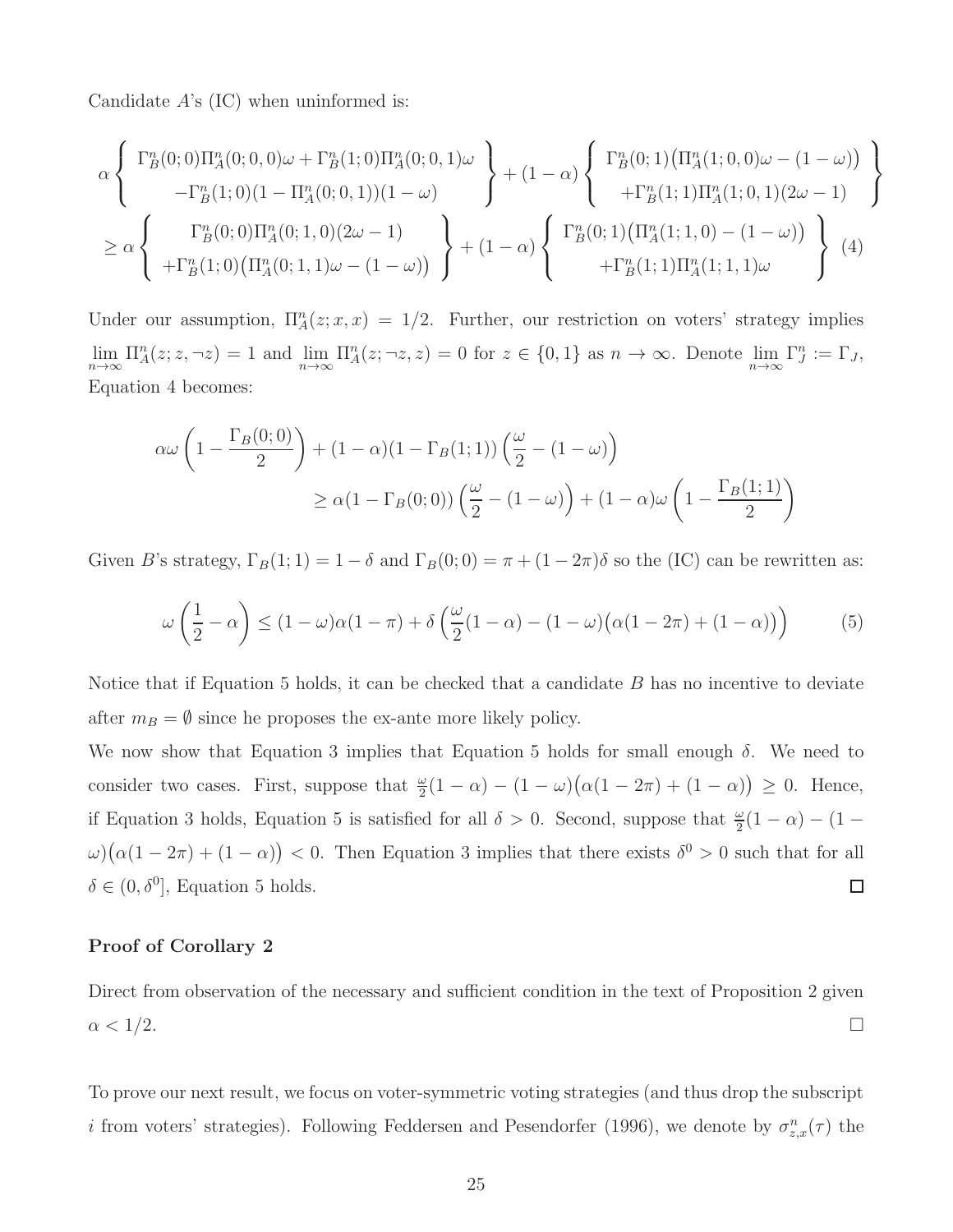Candidate $A$'s (IC) when uninformed is:

$$
\alpha \left\{ \begin{array}{c} \Gamma^n_B(0;0)\Pi^n_A(0;0,0)\omega + \Gamma^n_B(1;0)\Pi^n_A(0;0,1)\omega \\ -\Gamma^n_B(1;0)(1-\Pi^n_A(0;0,1))(1-\omega) \end{array} \right\} + (1-\alpha) \left\{ \begin{array}{c} \Gamma^n_B(0;1)\big(\Pi^n_A(1;0,0)\omega - (1-\omega)\big) \\ +\Gamma^n_B(1;1)\Pi^n_A(1;0,1)(2\omega-1) \end{array} \right\}
$$

$$
\geq \alpha \left\{ \begin{array}{c} \Gamma^n_B(0;0)\Pi^n_A(0;1,0)(2\omega-1) \\ +\Gamma^n_B(1;0)\big(\Pi^n_A(0;1,1)\omega - (1-\omega)\big) \end{array} \right\} + (1-\alpha) \left\{ \begin{array}{c} \Gamma^n_B(0;1)\big(\Pi^n_A(1;1,0) - (1-\omega)\big) \\ +\Gamma^n_B(1;1)\Pi^n_A(1;1,1)\omega \end{array} \right\} \quad (4)
$$

Under our assumption, $\Pi^n_A(z;x,x) = 1/2$. Further, our restriction on voters' strategy implies $\lim_{n\to\infty} \Pi^n_A(z;z,\neg z) = 1$ and $\lim_{n\to\infty} \Pi^n_A(z;\neg z,z) = 0$ for $z \in \{0,1\}$ as $n \to \infty$. Denote $\lim_{n\to\infty} \Gamma^n_J := \Gamma_J$, Equation 4 becomes:

$$
\alpha\omega\left(1 - \frac{\Gamma_B(0;0)}{2}\right) + (1-\alpha)(1-\Gamma_B(1;1))\left(\frac{\omega}{2} - (1-\omega)\right)
$$
$$
\geq \alpha(1-\Gamma_B(0;0))\left(\frac{\omega}{2} - (1-\omega)\right) + (1-\alpha)\omega\left(1 - \frac{\Gamma_B(1;1)}{2}\right)
$$

Given $B$'s strategy, $\Gamma_B(1;1) = 1-\delta$ and $\Gamma_B(0;0) = \pi + (1-2\pi)\delta$ so the (IC) can be rewritten as:

$$
\omega\left(\frac{1}{2} - \alpha\right) \leq (1-\omega)\alpha(1-\pi) + \delta\left(\frac{\omega}{2}(1-\alpha) - (1-\omega)\big(\alpha(1-2\pi) + (1-\alpha)\big)\right) \quad (5)
$$

Notice that if Equation 5 holds, it can be checked that a candidate $B$ has no incentive to deviate after $m_B = \emptyset$ since he proposes the ex-ante more likely policy.

We now show that Equation 3 implies that Equation 5 holds for small enough $\delta$. We need to consider two cases. First, suppose that $\frac{\omega}{2}(1-\alpha) - (1-\omega)\big(\alpha(1-2\pi) + (1-\alpha)\big) \geq 0$. Hence, if Equation 3 holds, Equation 5 is satisfied for all $\delta > 0$. Second, suppose that $\frac{\omega}{2}(1-\alpha) - (1-\omega)\big(\alpha(1-2\pi) + (1-\alpha)\big) < 0$. Then Equation 3 implies that there exists $\delta^0 > 0$ such that for all $\delta \in (0, \delta^0]$, Equation 5 holds. □

**Proof of Corollary 2**

Direct from observation of the necessary and sufficient condition in the text of Proposition 2 given $\alpha < 1/2$. □

To prove our next result, we focus on voter-symmetric voting strategies (and thus drop the subscript $i$ from voters' strategies). Following Feddersen and Pesendorfer (1996), we denote by $\sigma^n_{z,x}(\tau)$ the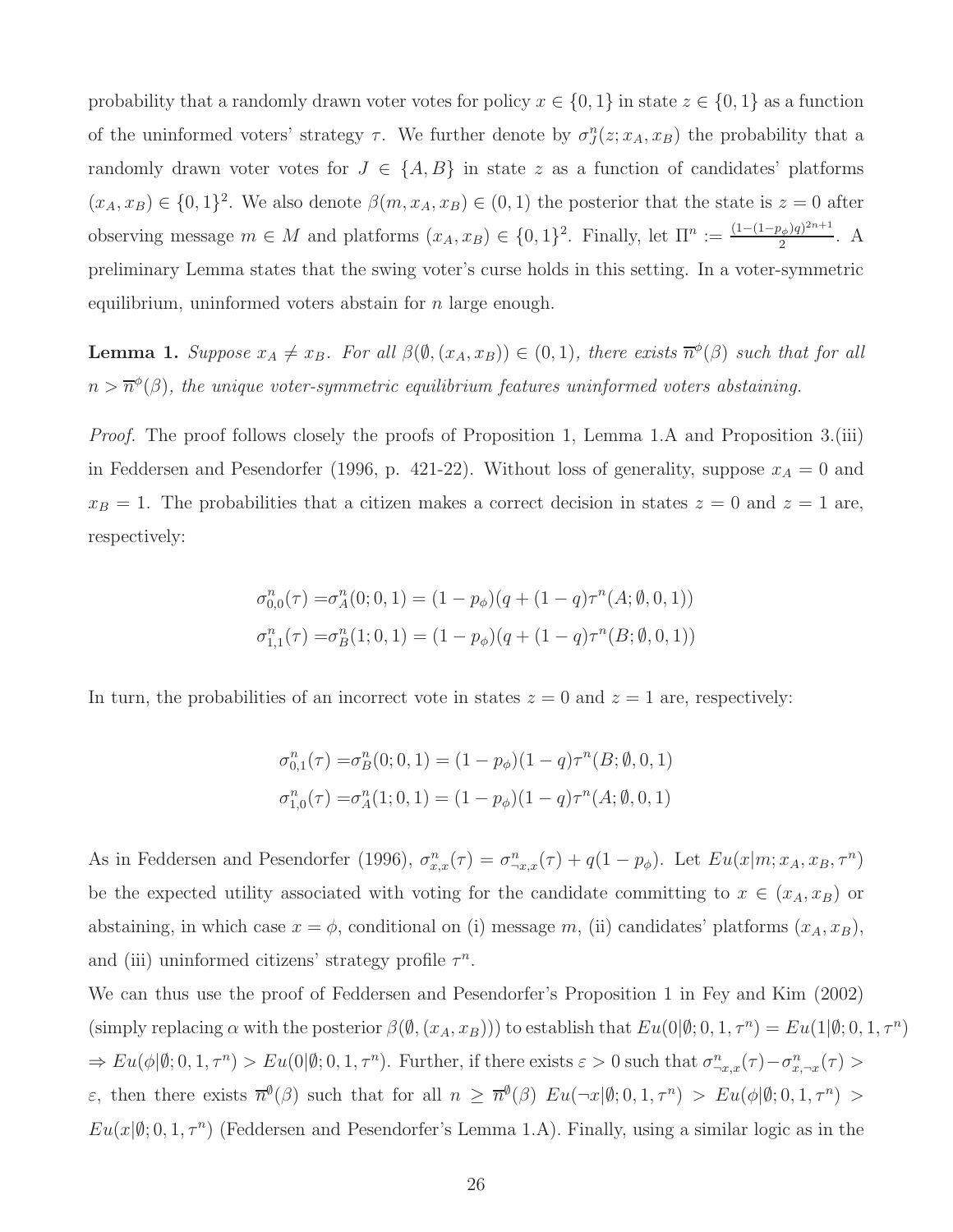probability that a randomly drawn voter votes for policy $x \in \{0,1\}$ in state $z \in \{0,1\}$ as a function of the uninformed voters' strategy $\tau$. We further denote by $\sigma_J^n(z; x_A, x_B)$ the probability that a randomly drawn voter votes for $J \in \{A, B\}$ in state $z$ as a function of candidates' platforms $(x_A, x_B) \in \{0,1\}^2$. We also denote $\beta(m, x_A, x_B) \in (0,1)$ the posterior that the state is $z = 0$ after observing message $m \in M$ and platforms $(x_A, x_B) \in \{0,1\}^2$. Finally, let $\Pi^n := \frac{(1-(1-p_\phi)q)^{2n+1}}{2}$. A preliminary Lemma states that the swing voter's curse holds in this setting. In a voter-symmetric equilibrium, uninformed voters abstain for $n$ large enough.

**Lemma 1.** *Suppose $x_A \neq x_B$. For all $\beta(\emptyset, (x_A, x_B)) \in (0,1)$, there exists $\overline{n}^\phi(\beta)$ such that for all $n > \overline{n}^\phi(\beta)$, the unique voter-symmetric equilibrium features uninformed voters abstaining.*

*Proof.* The proof follows closely the proofs of Proposition 1, Lemma 1.A and Proposition 3.(iii) in Feddersen and Pesendorfer (1996, p. 421-22). Without loss of generality, suppose $x_A = 0$ and $x_B = 1$. The probabilities that a citizen makes a correct decision in states $z = 0$ and $z = 1$ are, respectively:

$$\sigma_{0,0}^n(\tau) = \sigma_A^n(0; 0, 1) = (1-p_\phi)(q + (1-q)\tau^n(A; \emptyset, 0, 1))$$
$$\sigma_{1,1}^n(\tau) = \sigma_B^n(1; 0, 1) = (1-p_\phi)(q + (1-q)\tau^n(B; \emptyset, 0, 1))$$

In turn, the probabilities of an incorrect vote in states $z = 0$ and $z = 1$ are, respectively:

$$\sigma_{0,1}^n(\tau) = \sigma_B^n(0; 0, 1) = (1-p_\phi)(1-q)\tau^n(B; \emptyset, 0, 1)$$
$$\sigma_{1,0}^n(\tau) = \sigma_A^n(1; 0, 1) = (1-p_\phi)(1-q)\tau^n(A; \emptyset, 0, 1)$$

As in Feddersen and Pesendorfer (1996), $\sigma_{x,x}^n(\tau) = \sigma_{\neg x,x}^n(\tau) + q(1-p_\phi)$. Let $Eu(x|m; x_A, x_B, \tau^n)$ be the expected utility associated with voting for the candidate committing to $x \in (x_A, x_B)$ or abstaining, in which case $x = \phi$, conditional on (i) message $m$, (ii) candidates' platforms $(x_A, x_B)$, and (iii) uninformed citizens' strategy profile $\tau^n$.

We can thus use the proof of Feddersen and Pesendorfer's Proposition 1 in Fey and Kim (2002) (simply replacing $\alpha$ with the posterior $\beta(\emptyset, (x_A, x_B))$) to establish that $Eu(0|\emptyset; 0, 1, \tau^n) = Eu(1|\emptyset; 0, 1, \tau^n)$ $\Rightarrow Eu(\phi|\emptyset; 0, 1, \tau^n) > Eu(0|\emptyset; 0, 1, \tau^n)$. Further, if there exists $\varepsilon > 0$ such that $\sigma_{\neg x,x}^n(\tau) - \sigma_{x,\neg x}^n(\tau) > \varepsilon$, then there exists $\overline{n}^\emptyset(\beta)$ such that for all $n \geq \overline{n}^\emptyset(\beta)$ $Eu(\neg x|\emptyset; 0, 1, \tau^n) > Eu(\phi|\emptyset; 0, 1, \tau^n) > Eu(x|\emptyset; 0, 1, \tau^n)$ (Feddersen and Pesendorfer's Lemma 1.A). Finally, using a similar logic as in the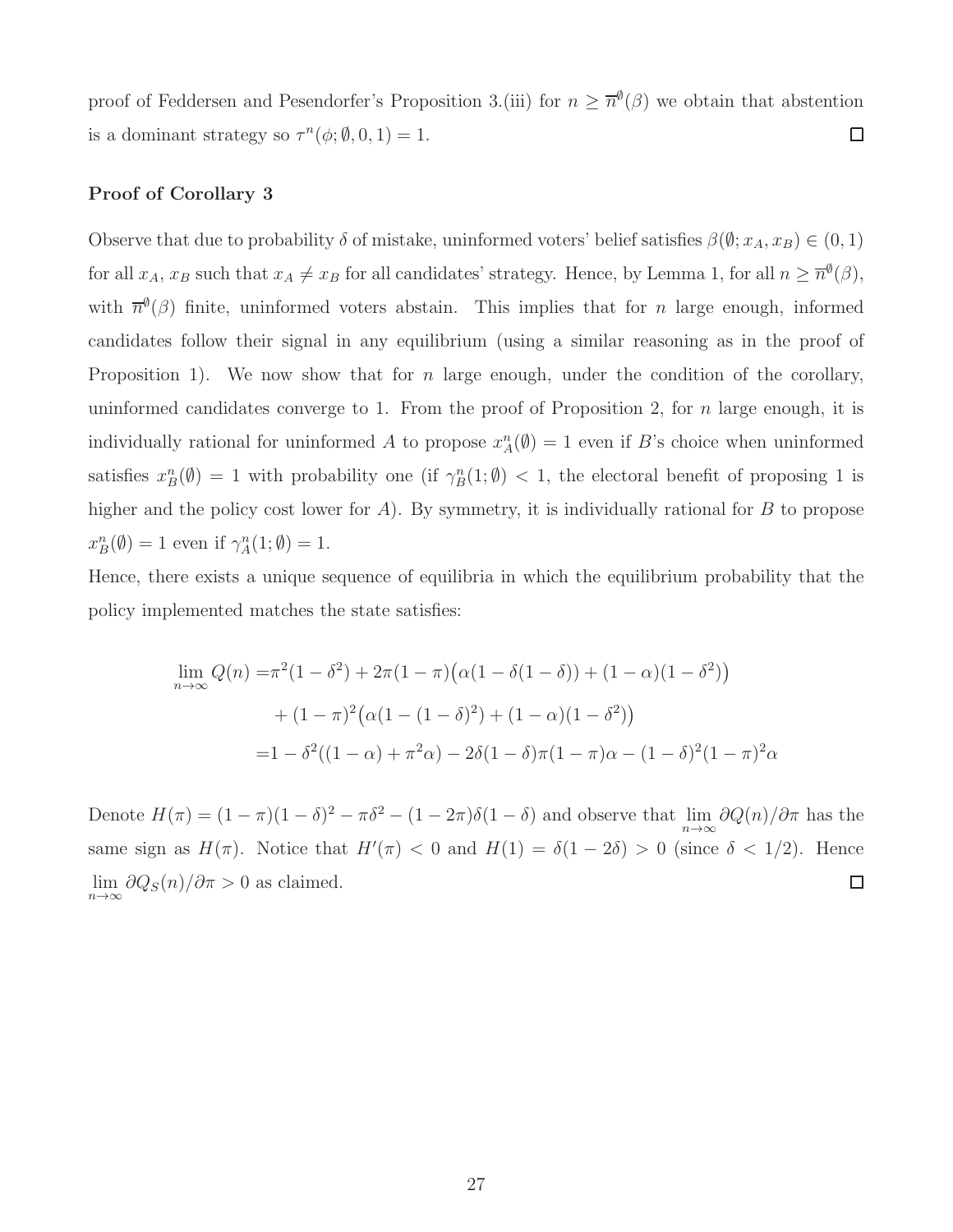proof of Feddersen and Pesendorfer's Proposition 3.(iii) for $n \geq \overline{n}^{\emptyset}(\beta)$ we obtain that abstention is a dominant strategy so $\tau^n(\phi; \emptyset, 0, 1) = 1$. $\square$

**Proof of Corollary 3**

Observe that due to probability $\delta$ of mistake, uninformed voters' belief satisfies $\beta(\emptyset; x_A, x_B) \in (0,1)$ for all $x_A$, $x_B$ such that $x_A \neq x_B$ for all candidates' strategy. Hence, by Lemma 1, for all $n \geq \overline{n}^{\emptyset}(\beta)$, with $\overline{n}^{\emptyset}(\beta)$ finite, uninformed voters abstain. This implies that for $n$ large enough, informed candidates follow their signal in any equilibrium (using a similar reasoning as in the proof of Proposition 1). We now show that for $n$ large enough, under the condition of the corollary, uninformed candidates converge to 1. From the proof of Proposition 2, for $n$ large enough, it is individually rational for uninformed $A$ to propose $x_A^n(\emptyset) = 1$ even if $B$'s choice when uninformed satisfies $x_B^n(\emptyset) = 1$ with probability one (if $\gamma_B^n(1; \emptyset) < 1$, the electoral benefit of proposing 1 is higher and the policy cost lower for $A$). By symmetry, it is individually rational for $B$ to propose $x_B^n(\emptyset) = 1$ even if $\gamma_A^n(1; \emptyset) = 1$.

Hence, there exists a unique sequence of equilibria in which the equilibrium probability that the policy implemented matches the state satisfies:

$$
\begin{aligned}
\lim_{n \to \infty} Q(n) =& \pi^2(1-\delta^2) + 2\pi(1-\pi)\big(\alpha(1-\delta(1-\delta)) + (1-\alpha)(1-\delta^2)\big) \\
&+ (1-\pi)^2\big(\alpha(1-(1-\delta)^2) + (1-\alpha)(1-\delta^2)\big) \\
=& 1 - \delta^2((1-\alpha) + \pi^2\alpha) - 2\delta(1-\delta)\pi(1-\pi)\alpha - (1-\delta)^2(1-\pi)^2\alpha
\end{aligned}
$$

Denote $H(\pi) = (1-\pi)(1-\delta)^2 - \pi\delta^2 - (1-2\pi)\delta(1-\delta)$ and observe that $\lim_{n\to\infty} \partial Q(n)/\partial\pi$ has the same sign as $H(\pi)$. Notice that $H'(\pi) < 0$ and $H(1) = \delta(1-2\delta) > 0$ (since $\delta < 1/2$). Hence $\lim_{n\to\infty} \partial Q_S(n)/\partial\pi > 0$ as claimed. $\square$